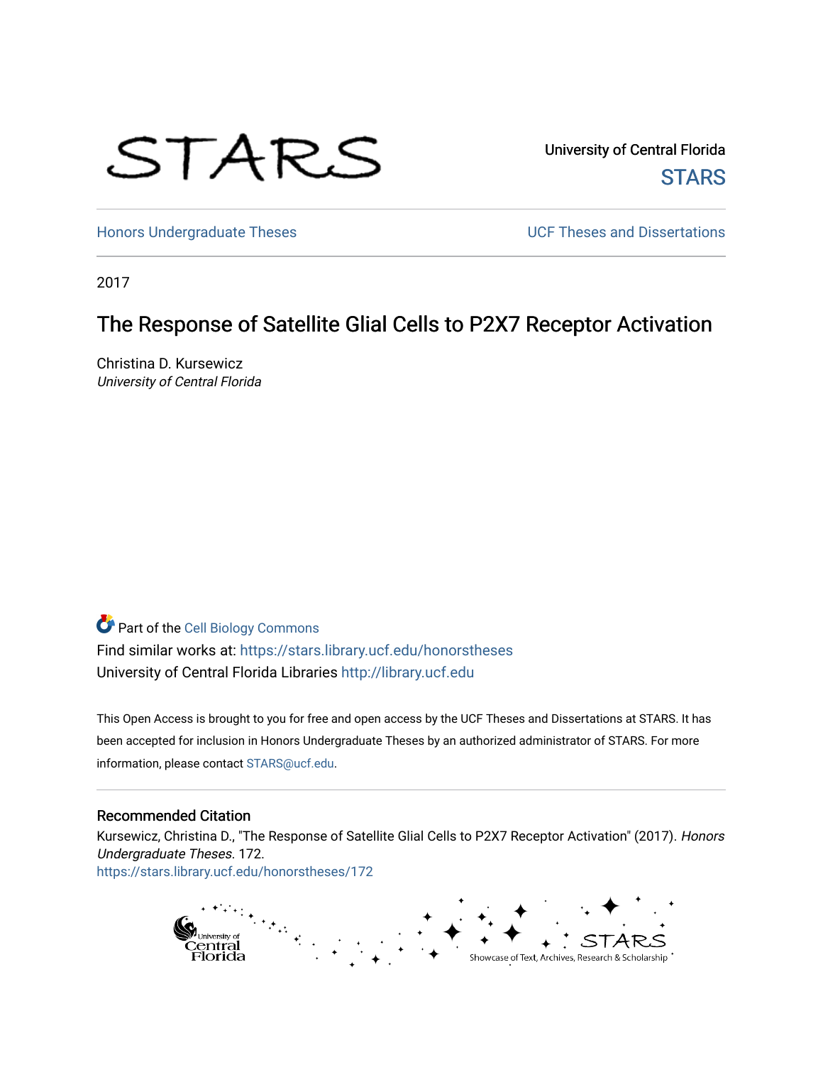STARS

University of Central Florida

STARS

Honors Undergraduate Theses

UCF Theses and Dissertations

2017

# The Response of Satellite Glial Cells to P2X7 Receptor Activation

Christina D. Kursewicz
*University of Central Florida*

Part of the Cell Biology Commons

Find similar works at: https://stars.library.ucf.edu/honorstheses

University of Central Florida Libraries http://library.ucf.edu

This Open Access is brought to you for free and open access by the UCF Theses and Dissertations at STARS. It has been accepted for inclusion in Honors Undergraduate Theses by an authorized administrator of STARS. For more information, please contact STARS@ucf.edu.

## Recommended Citation

Kursewicz, Christina D., "The Response of Satellite Glial Cells to P2X7 Receptor Activation" (2017). *Honors Undergraduate Theses*. 172.
https://stars.library.ucf.edu/honorstheses/172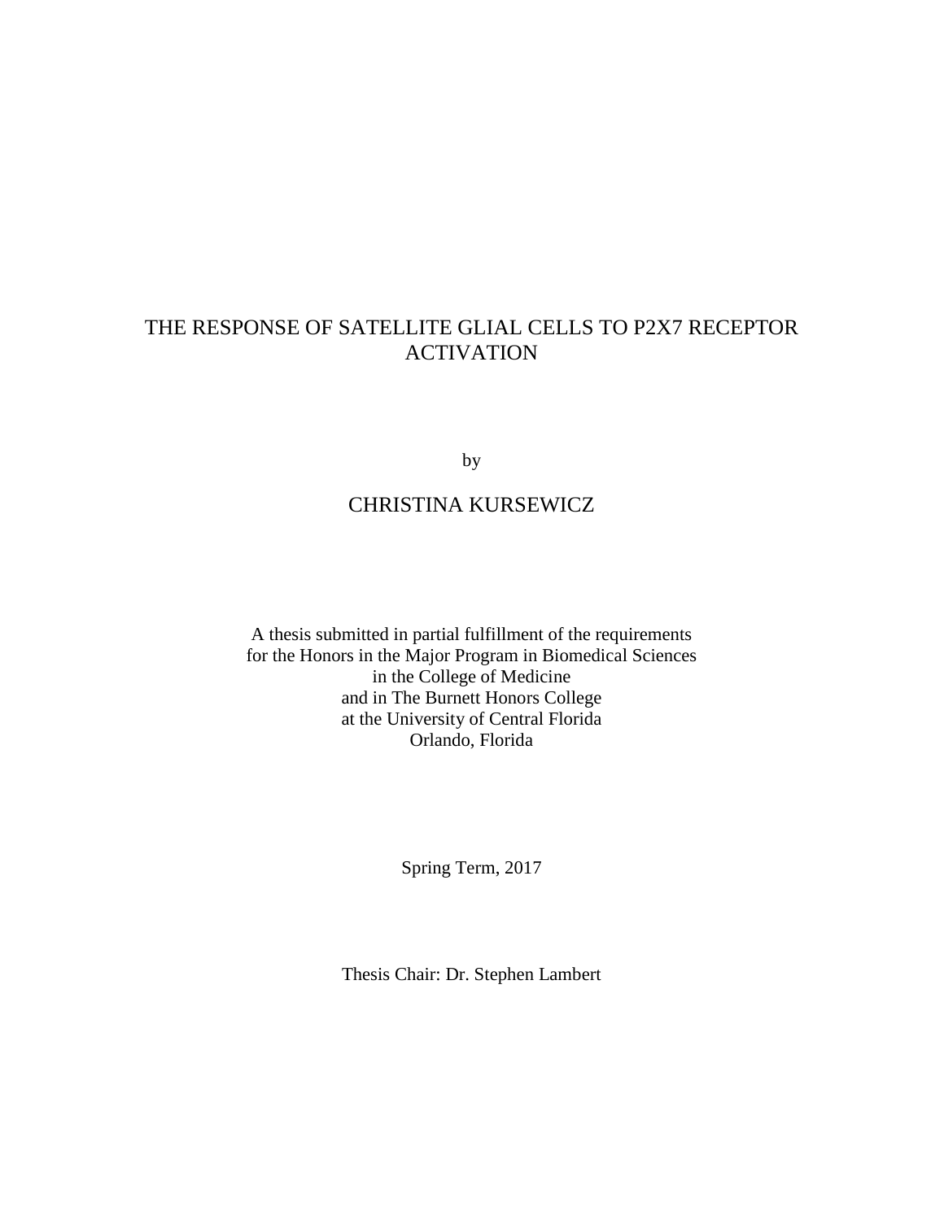# THE RESPONSE OF SATELLITE GLIAL CELLS TO P2X7 RECEPTOR ACTIVATION

by

CHRISTINA KURSEWICZ

A thesis submitted in partial fulfillment of the requirements
for the Honors in the Major Program in Biomedical Sciences
in the College of Medicine
and in The Burnett Honors College
at the University of Central Florida
Orlando, Florida

Spring Term, 2017

Thesis Chair: Dr. Stephen Lambert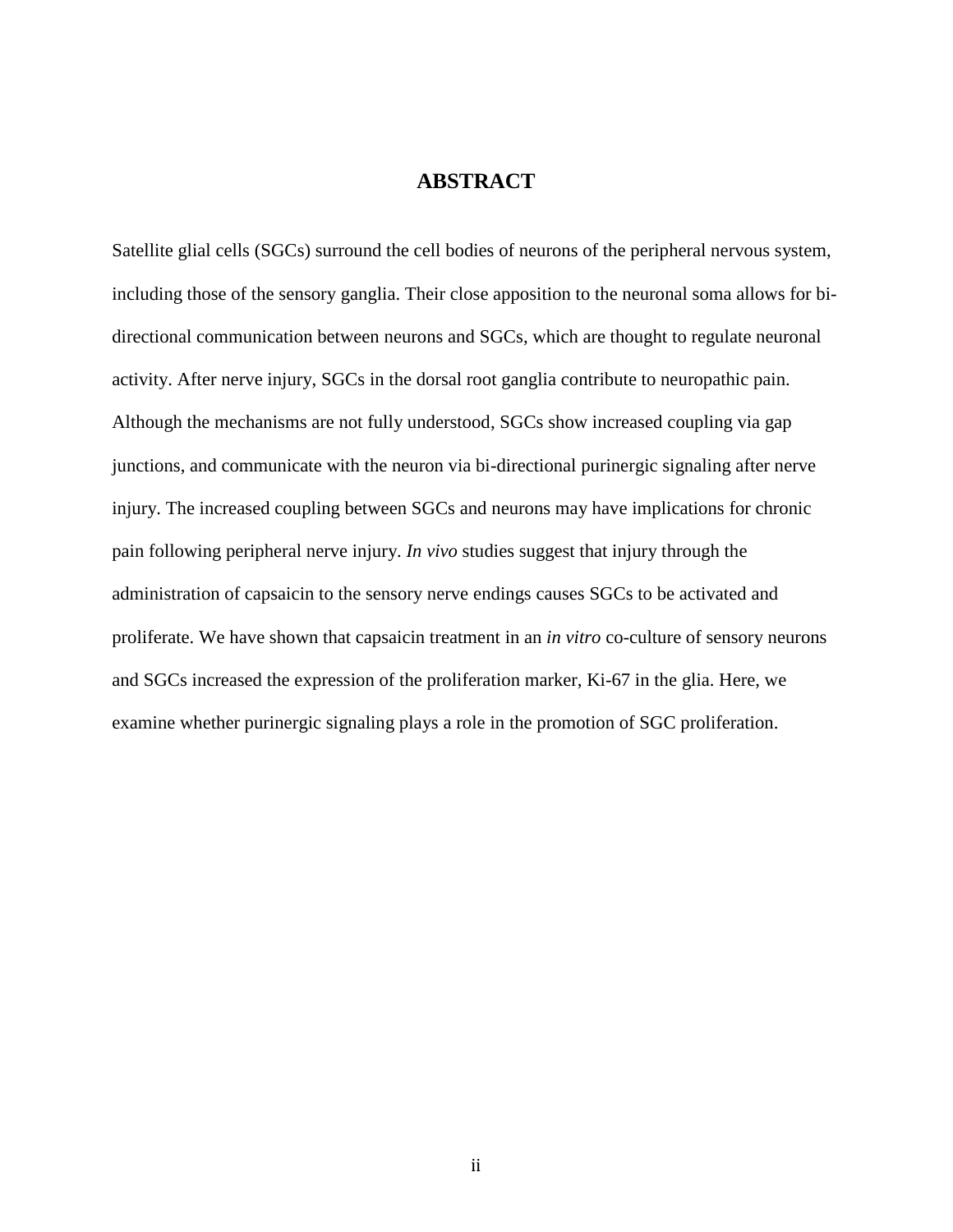# ABSTRACT

Satellite glial cells (SGCs) surround the cell bodies of neurons of the peripheral nervous system, including those of the sensory ganglia. Their close apposition to the neuronal soma allows for bi-directional communication between neurons and SGCs, which are thought to regulate neuronal activity. After nerve injury, SGCs in the dorsal root ganglia contribute to neuropathic pain. Although the mechanisms are not fully understood, SGCs show increased coupling via gap junctions, and communicate with the neuron via bi-directional purinergic signaling after nerve injury. The increased coupling between SGCs and neurons may have implications for chronic pain following peripheral nerve injury. *In vivo* studies suggest that injury through the administration of capsaicin to the sensory nerve endings causes SGCs to be activated and proliferate. We have shown that capsaicin treatment in an *in vitro* co-culture of sensory neurons and SGCs increased the expression of the proliferation marker, Ki-67 in the glia. Here, we examine whether purinergic signaling plays a role in the promotion of SGC proliferation.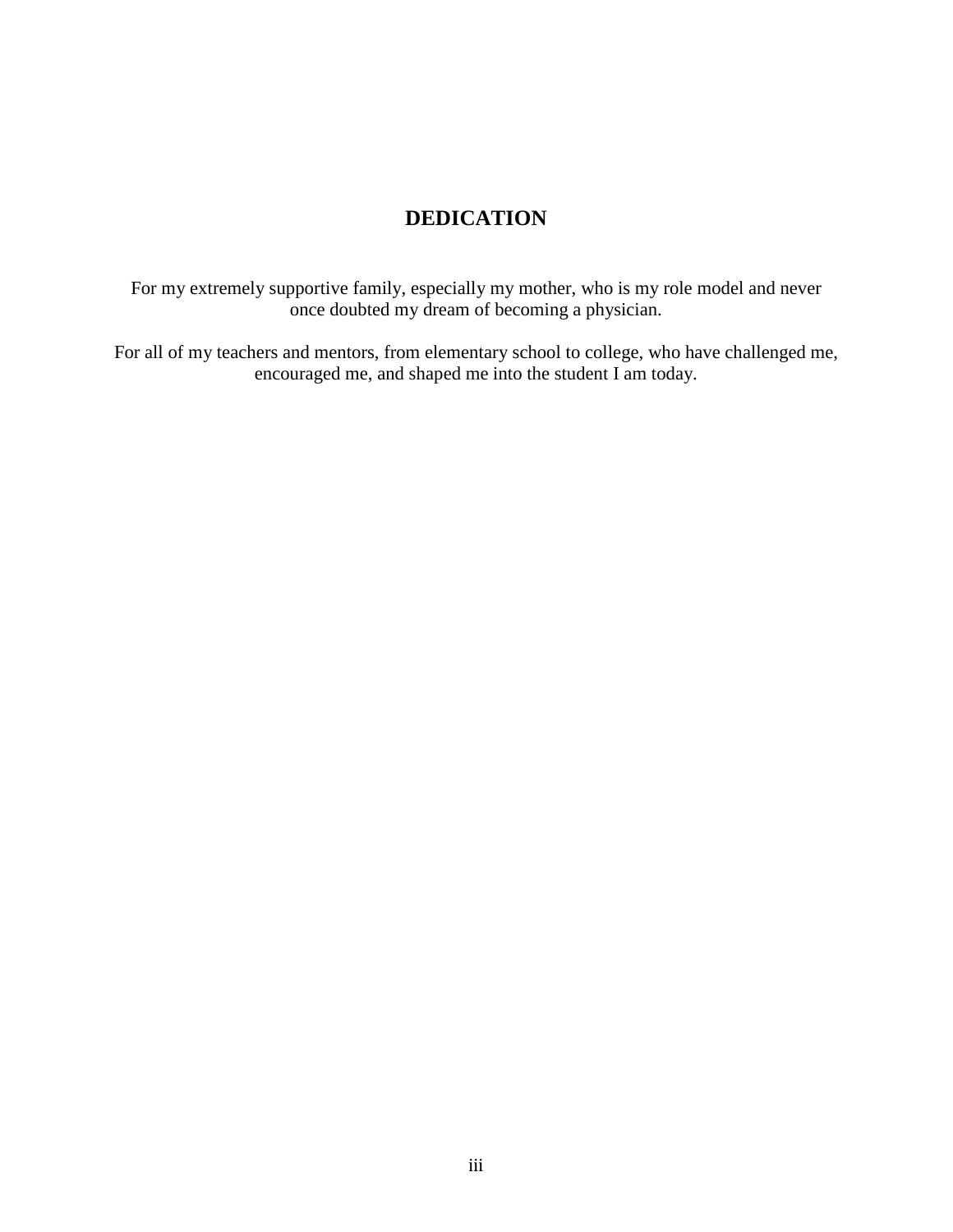# DEDICATION

For my extremely supportive family, especially my mother, who is my role model and never once doubted my dream of becoming a physician.

For all of my teachers and mentors, from elementary school to college, who have challenged me, encouraged me, and shaped me into the student I am today.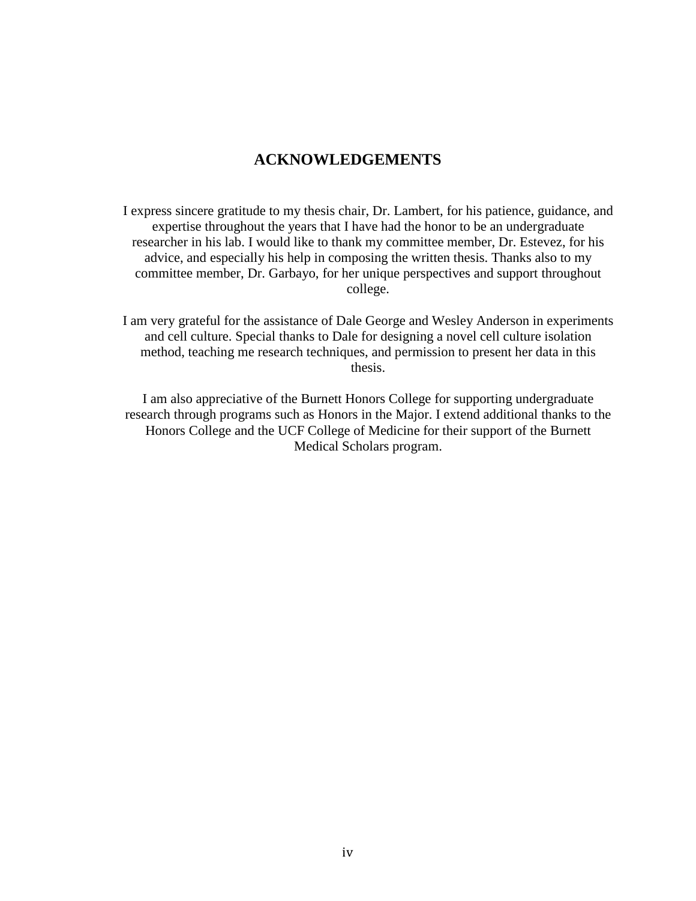# ACKNOWLEDGEMENTS

I express sincere gratitude to my thesis chair, Dr. Lambert, for his patience, guidance, and expertise throughout the years that I have had the honor to be an undergraduate researcher in his lab. I would like to thank my committee member, Dr. Estevez, for his advice, and especially his help in composing the written thesis. Thanks also to my committee member, Dr. Garbayo, for her unique perspectives and support throughout college.

I am very grateful for the assistance of Dale George and Wesley Anderson in experiments and cell culture. Special thanks to Dale for designing a novel cell culture isolation method, teaching me research techniques, and permission to present her data in this thesis.

I am also appreciative of the Burnett Honors College for supporting undergraduate research through programs such as Honors in the Major. I extend additional thanks to the Honors College and the UCF College of Medicine for their support of the Burnett Medical Scholars program.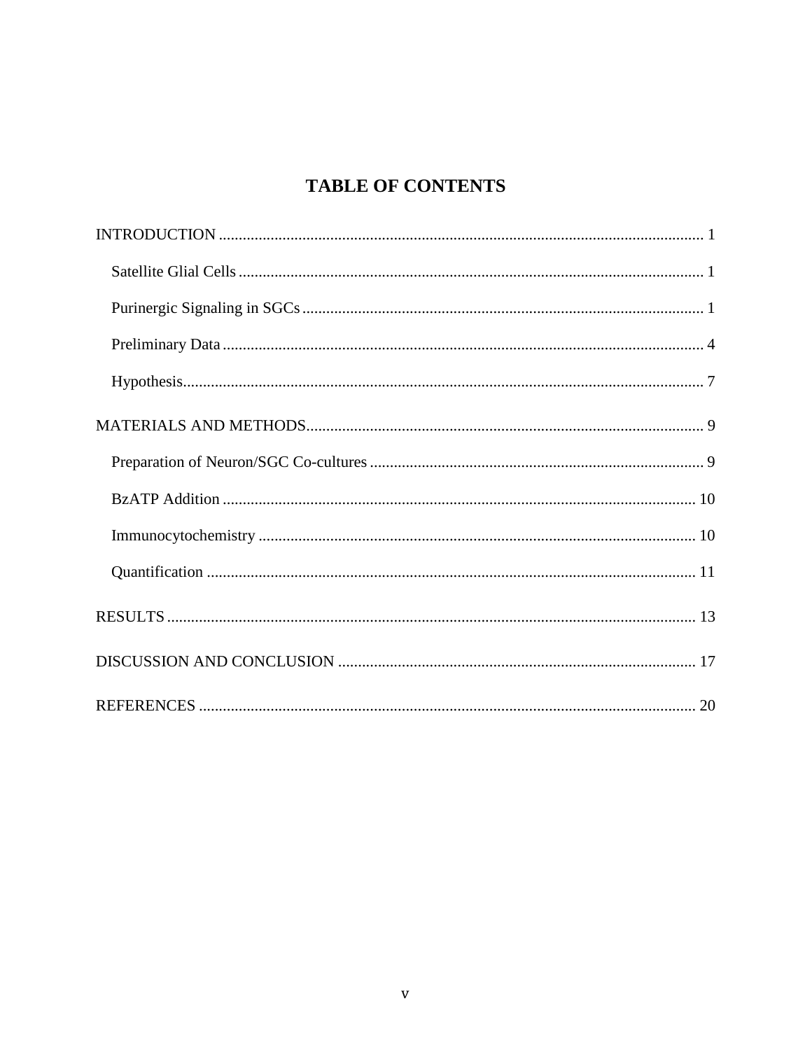# TABLE OF CONTENTS

INTRODUCTION ........................................................................................................................ 1

- Satellite Glial Cells ................................................................................................................ 1
- Purinergic Signaling in SGCs ................................................................................................. 1
- Preliminary Data ..................................................................................................................... 4
- Hypothesis............................................................................................................................... 7

MATERIALS AND METHODS.................................................................................................. 9

- Preparation of Neuron/SGC Co-cultures ................................................................................ 9
- BzATP Addition ..................................................................................................................... 10
- Immunocytochemistry ............................................................................................................ 10
- Quantification ......................................................................................................................... 11

RESULTS .................................................................................................................................. 13

DISCUSSION AND CONCLUSION ........................................................................................ 17

REFERENCES .......................................................................................................................... 20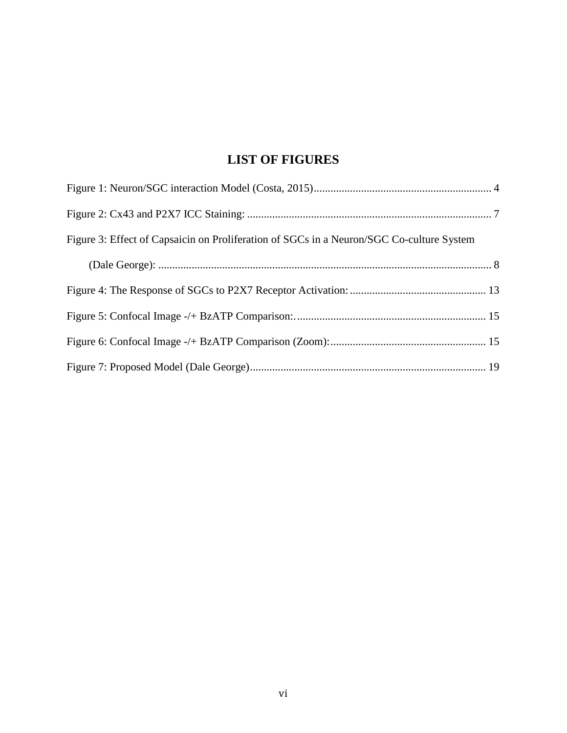# LIST OF FIGURES

Figure 1: Neuron/SGC interaction Model (Costa, 2015) ................................................................ 4

Figure 2: Cx43 and P2X7 ICC Staining: ........................................................................................ 7

Figure 3: Effect of Capsaicin on Proliferation of SGCs in a Neuron/SGC Co-culture System (Dale George): ........................................................................................................................ 8

Figure 4: The Response of SGCs to P2X7 Receptor Activation: ................................................. 13

Figure 5: Confocal Image -/+ BzATP Comparison:. .................................................................... 15

Figure 6: Confocal Image -/+ BzATP Comparison (Zoom): ........................................................ 15

Figure 7: Proposed Model (Dale George) ..................................................................................... 19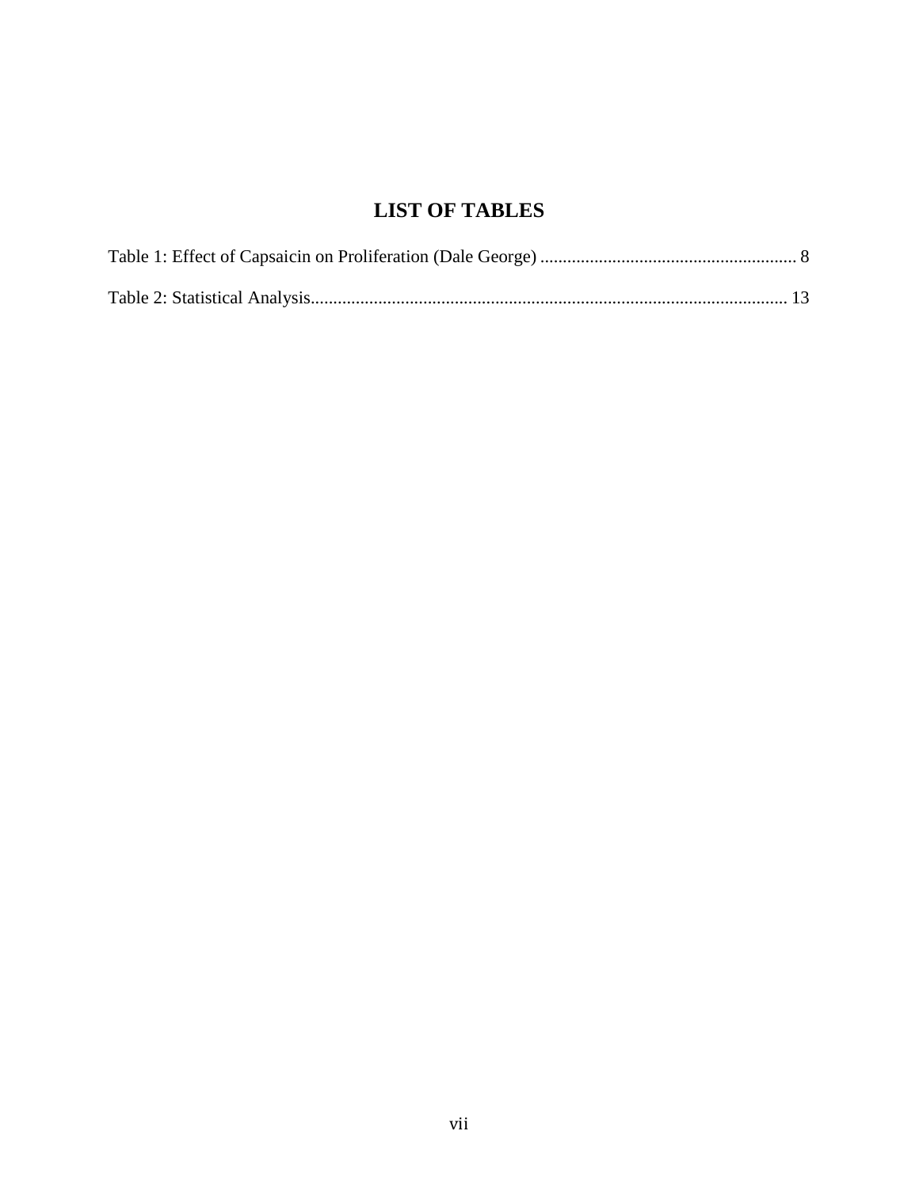# LIST OF TABLES

Table 1: Effect of Capsaicin on Proliferation (Dale George) ........................................................ 8

Table 2: Statistical Analysis........................................................................................................ 13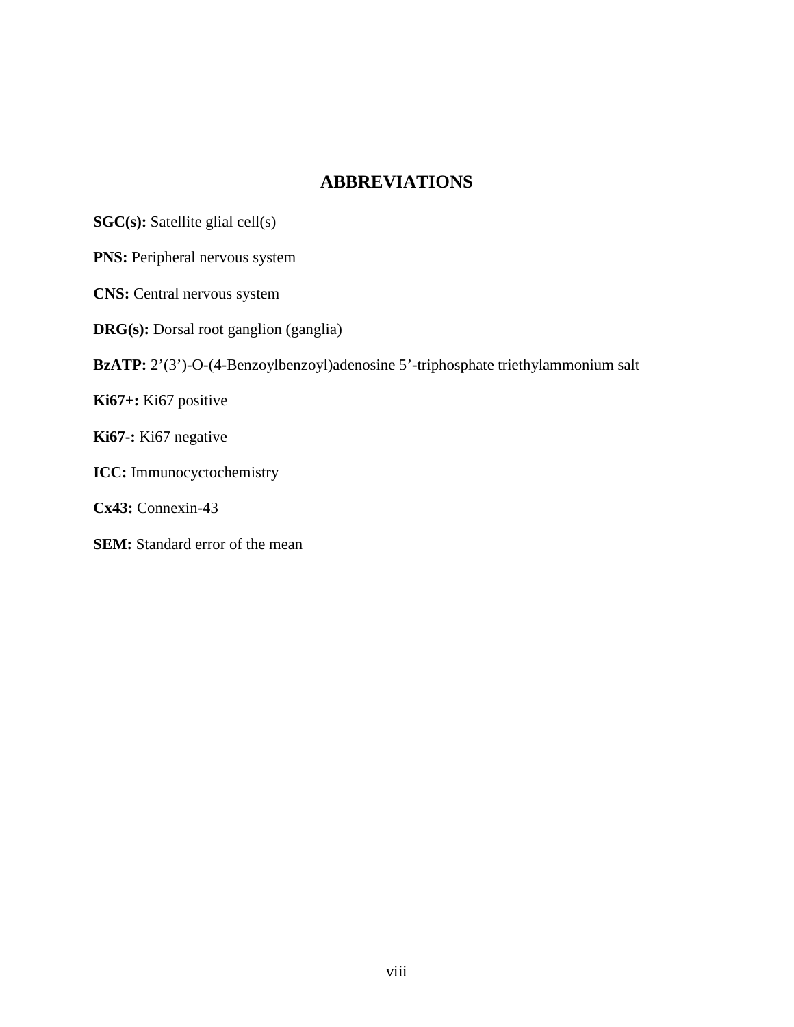# ABBREVIATIONS

**SGC(s):** Satellite glial cell(s)

**PNS:** Peripheral nervous system

**CNS:** Central nervous system

**DRG(s):** Dorsal root ganglion (ganglia)

**BzATP:** 2’(3’)-O-(4-Benzoylbenzoyl)adenosine 5’-triphosphate triethylammonium salt

**Ki67+:** Ki67 positive

**Ki67-:** Ki67 negative

**ICC:** Immunocyctochemistry

**Cx43:** Connexin-43

**SEM:** Standard error of the mean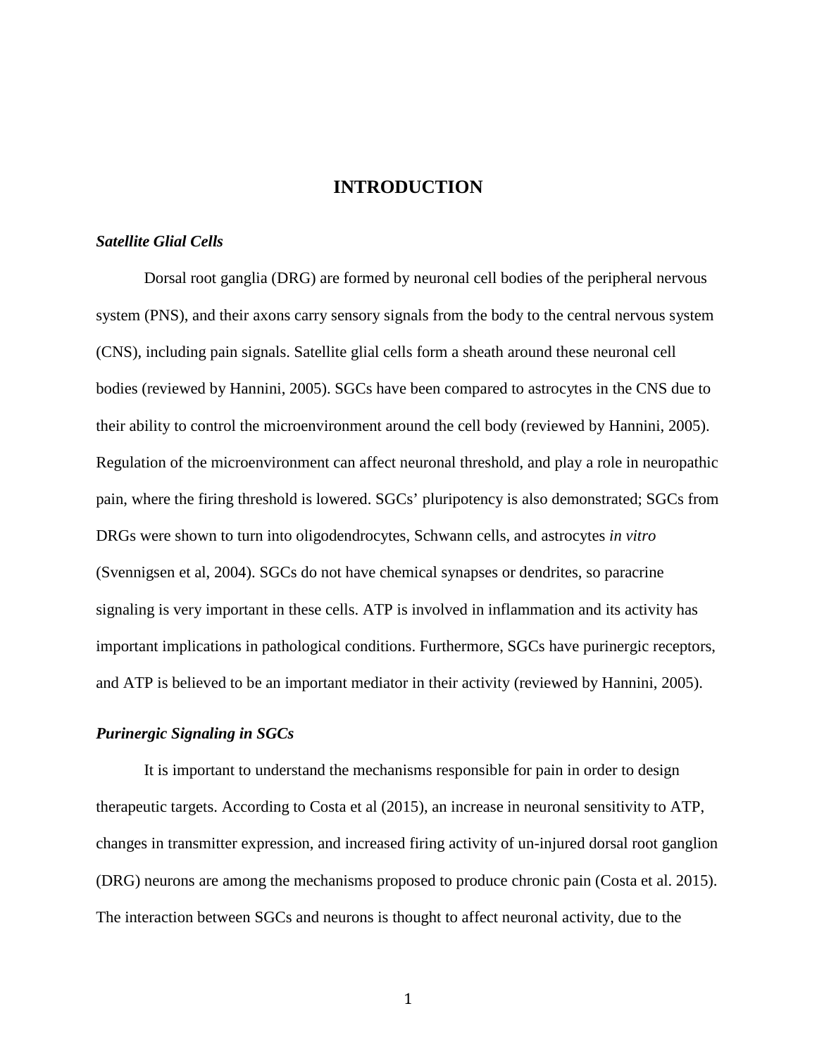# INTRODUCTION

***Satellite Glial Cells***

Dorsal root ganglia (DRG) are formed by neuronal cell bodies of the peripheral nervous system (PNS), and their axons carry sensory signals from the body to the central nervous system (CNS), including pain signals. Satellite glial cells form a sheath around these neuronal cell bodies (reviewed by Hannini, 2005). SGCs have been compared to astrocytes in the CNS due to their ability to control the microenvironment around the cell body (reviewed by Hannini, 2005). Regulation of the microenvironment can affect neuronal threshold, and play a role in neuropathic pain, where the firing threshold is lowered. SGCs' pluripotency is also demonstrated; SGCs from DRGs were shown to turn into oligodendrocytes, Schwann cells, and astrocytes *in vitro* (Svennigsen et al, 2004). SGCs do not have chemical synapses or dendrites, so paracrine signaling is very important in these cells. ATP is involved in inflammation and its activity has important implications in pathological conditions. Furthermore, SGCs have purinergic receptors, and ATP is believed to be an important mediator in their activity (reviewed by Hannini, 2005).

***Purinergic Signaling in SGCs***

It is important to understand the mechanisms responsible for pain in order to design therapeutic targets. According to Costa et al (2015), an increase in neuronal sensitivity to ATP, changes in transmitter expression, and increased firing activity of un-injured dorsal root ganglion (DRG) neurons are among the mechanisms proposed to produce chronic pain (Costa et al. 2015). The interaction between SGCs and neurons is thought to affect neuronal activity, due to the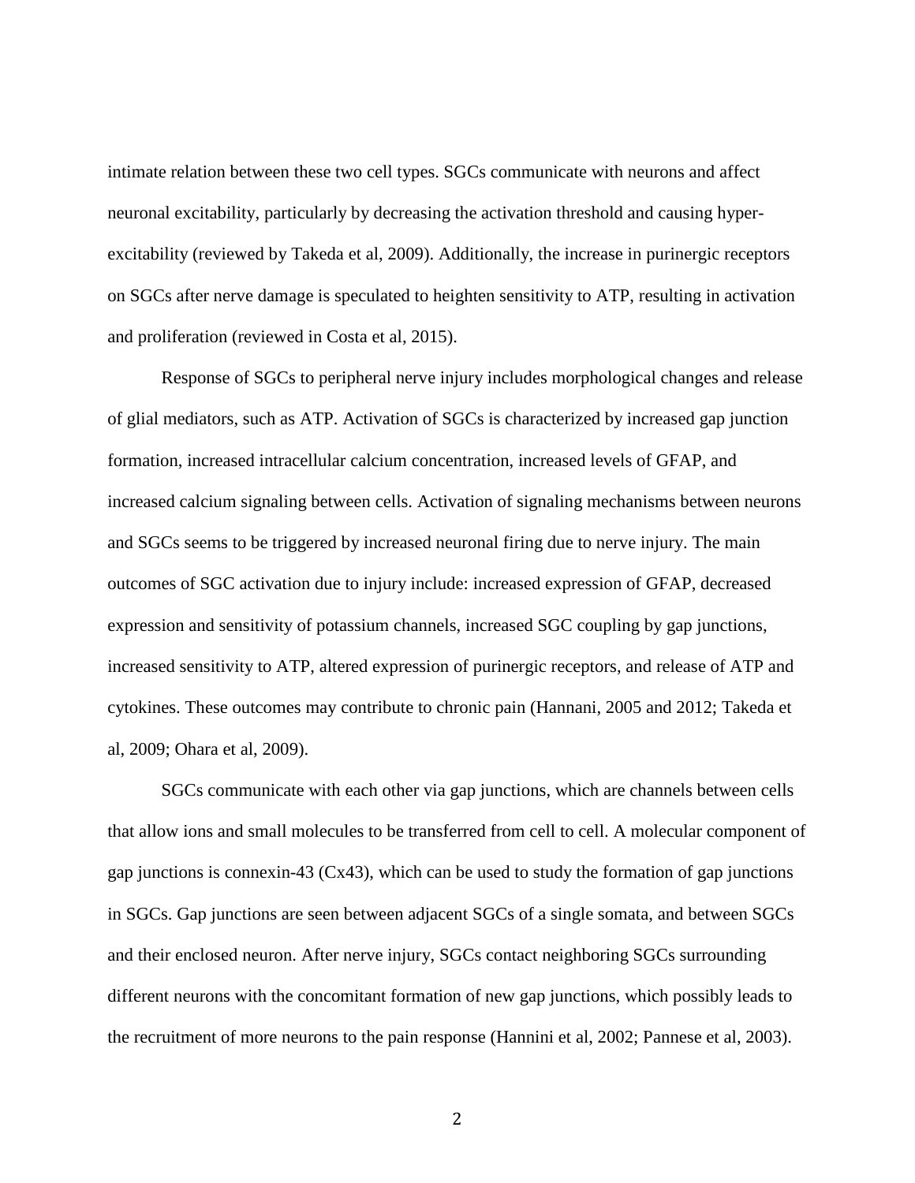intimate relation between these two cell types. SGCs communicate with neurons and affect neuronal excitability, particularly by decreasing the activation threshold and causing hyper-excitability (reviewed by Takeda et al, 2009). Additionally, the increase in purinergic receptors on SGCs after nerve damage is speculated to heighten sensitivity to ATP, resulting in activation and proliferation (reviewed in Costa et al, 2015).

Response of SGCs to peripheral nerve injury includes morphological changes and release of glial mediators, such as ATP. Activation of SGCs is characterized by increased gap junction formation, increased intracellular calcium concentration, increased levels of GFAP, and increased calcium signaling between cells. Activation of signaling mechanisms between neurons and SGCs seems to be triggered by increased neuronal firing due to nerve injury. The main outcomes of SGC activation due to injury include: increased expression of GFAP, decreased expression and sensitivity of potassium channels, increased SGC coupling by gap junctions, increased sensitivity to ATP, altered expression of purinergic receptors, and release of ATP and cytokines. These outcomes may contribute to chronic pain (Hannani, 2005 and 2012; Takeda et al, 2009; Ohara et al, 2009).

SGCs communicate with each other via gap junctions, which are channels between cells that allow ions and small molecules to be transferred from cell to cell. A molecular component of gap junctions is connexin-43 (Cx43), which can be used to study the formation of gap junctions in SGCs. Gap junctions are seen between adjacent SGCs of a single somata, and between SGCs and their enclosed neuron. After nerve injury, SGCs contact neighboring SGCs surrounding different neurons with the concomitant formation of new gap junctions, which possibly leads to the recruitment of more neurons to the pain response (Hannini et al, 2002; Pannese et al, 2003).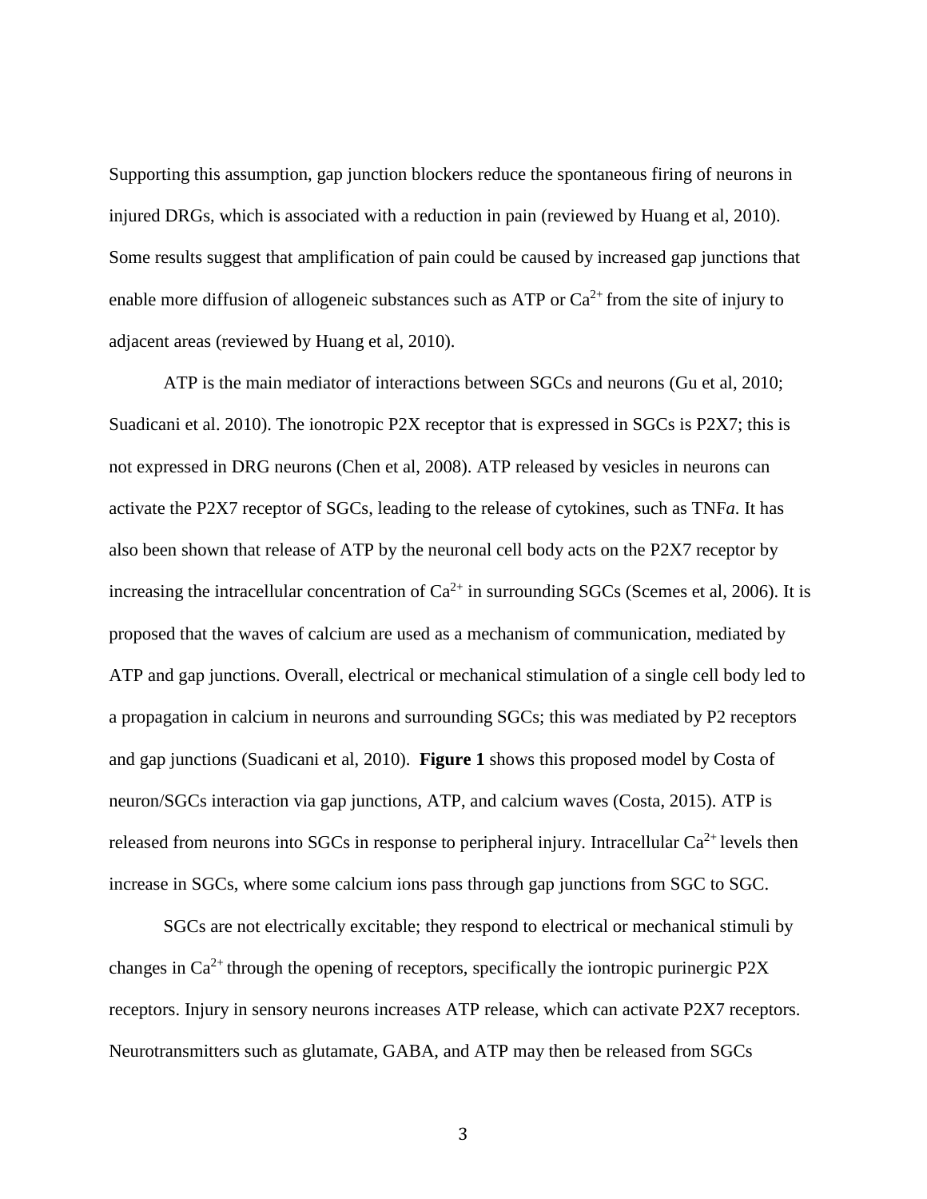Supporting this assumption, gap junction blockers reduce the spontaneous firing of neurons in injured DRGs, which is associated with a reduction in pain (reviewed by Huang et al, 2010). Some results suggest that amplification of pain could be caused by increased gap junctions that enable more diffusion of allogeneic substances such as ATP or $Ca^{2+}$ from the site of injury to adjacent areas (reviewed by Huang et al, 2010).

ATP is the main mediator of interactions between SGCs and neurons (Gu et al, 2010; Suadicani et al. 2010). The ionotropic P2X receptor that is expressed in SGCs is P2X7; this is not expressed in DRG neurons (Chen et al, 2008). ATP released by vesicles in neurons can activate the P2X7 receptor of SGCs, leading to the release of cytokines, such as TNF*a*. It has also been shown that release of ATP by the neuronal cell body acts on the P2X7 receptor by increasing the intracellular concentration of $Ca^{2+}$ in surrounding SGCs (Scemes et al, 2006). It is proposed that the waves of calcium are used as a mechanism of communication, mediated by ATP and gap junctions. Overall, electrical or mechanical stimulation of a single cell body led to a propagation in calcium in neurons and surrounding SGCs; this was mediated by P2 receptors and gap junctions (Suadicani et al, 2010). **Figure 1** shows this proposed model by Costa of neuron/SGCs interaction via gap junctions, ATP, and calcium waves (Costa, 2015). ATP is released from neurons into SGCs in response to peripheral injury. Intracellular $Ca^{2+}$ levels then increase in SGCs, where some calcium ions pass through gap junctions from SGC to SGC.

SGCs are not electrically excitable; they respond to electrical or mechanical stimuli by changes in $Ca^{2+}$ through the opening of receptors, specifically the iontropic purinergic P2X receptors. Injury in sensory neurons increases ATP release, which can activate P2X7 receptors. Neurotransmitters such as glutamate, GABA, and ATP may then be released from SGCs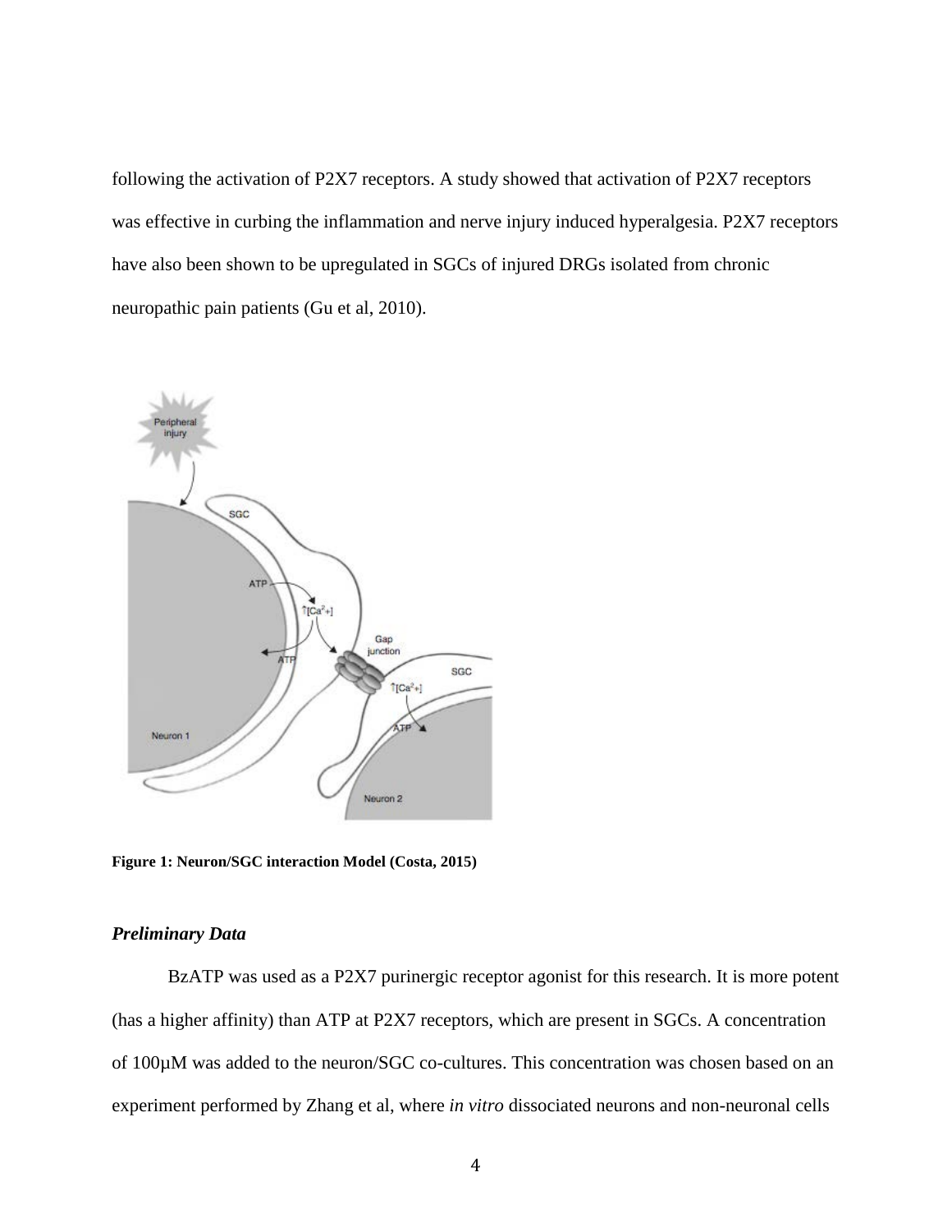following the activation of P2X7 receptors. A study showed that activation of P2X7 receptors was effective in curbing the inflammation and nerve injury induced hyperalgesia. P2X7 receptors have also been shown to be upregulated in SGCs of injured DRGs isolated from chronic neuropathic pain patients (Gu et al, 2010).

**Figure 1: Neuron/SGC interaction Model (Costa, 2015)**

### *Preliminary Data*

BzATP was used as a P2X7 purinergic receptor agonist for this research. It is more potent (has a higher affinity) than ATP at P2X7 receptors, which are present in SGCs. A concentration of 100µM was added to the neuron/SGC co-cultures. This concentration was chosen based on an experiment performed by Zhang et al, where *in vitro* dissociated neurons and non-neuronal cells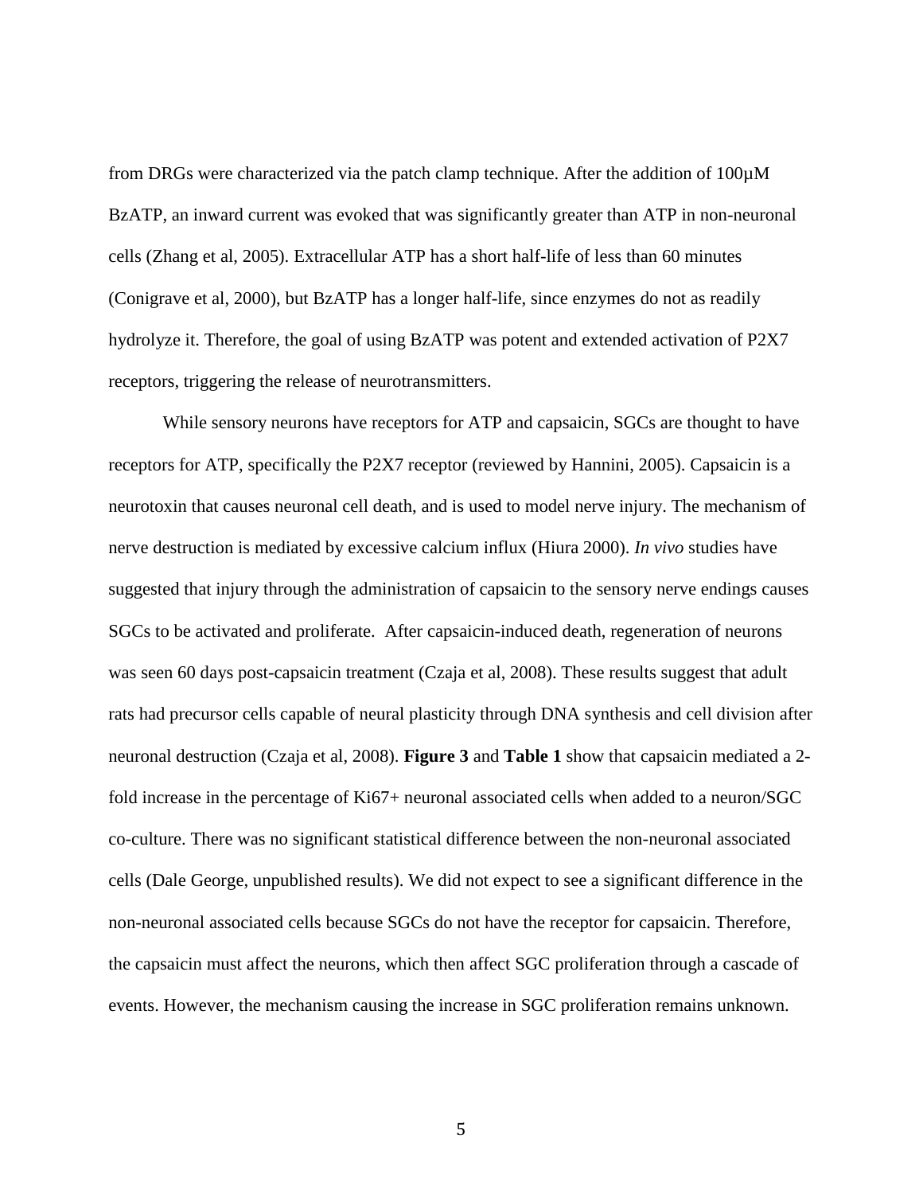from DRGs were characterized via the patch clamp technique. After the addition of 100μM BzATP, an inward current was evoked that was significantly greater than ATP in non-neuronal cells (Zhang et al, 2005). Extracellular ATP has a short half-life of less than 60 minutes (Conigrave et al, 2000), but BzATP has a longer half-life, since enzymes do not as readily hydrolyze it. Therefore, the goal of using BzATP was potent and extended activation of P2X7 receptors, triggering the release of neurotransmitters.

While sensory neurons have receptors for ATP and capsaicin, SGCs are thought to have receptors for ATP, specifically the P2X7 receptor (reviewed by Hannini, 2005). Capsaicin is a neurotoxin that causes neuronal cell death, and is used to model nerve injury. The mechanism of nerve destruction is mediated by excessive calcium influx (Hiura 2000). *In vivo* studies have suggested that injury through the administration of capsaicin to the sensory nerve endings causes SGCs to be activated and proliferate. After capsaicin-induced death, regeneration of neurons was seen 60 days post-capsaicin treatment (Czaja et al, 2008). These results suggest that adult rats had precursor cells capable of neural plasticity through DNA synthesis and cell division after neuronal destruction (Czaja et al, 2008). **Figure 3** and **Table 1** show that capsaicin mediated a 2-fold increase in the percentage of Ki67+ neuronal associated cells when added to a neuron/SGC co-culture. There was no significant statistical difference between the non-neuronal associated cells (Dale George, unpublished results). We did not expect to see a significant difference in the non-neuronal associated cells because SGCs do not have the receptor for capsaicin. Therefore, the capsaicin must affect the neurons, which then affect SGC proliferation through a cascade of events. However, the mechanism causing the increase in SGC proliferation remains unknown.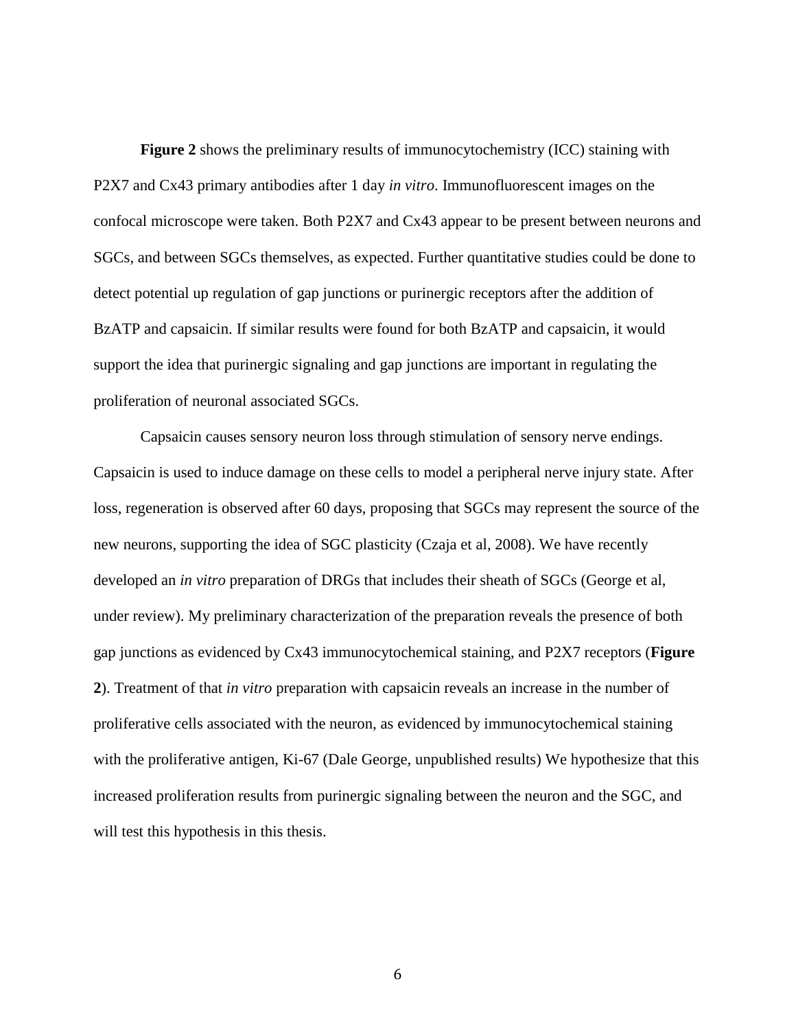**Figure 2** shows the preliminary results of immunocytochemistry (ICC) staining with P2X7 and Cx43 primary antibodies after 1 day *in vitro*. Immunofluorescent images on the confocal microscope were taken. Both P2X7 and Cx43 appear to be present between neurons and SGCs, and between SGCs themselves, as expected. Further quantitative studies could be done to detect potential up regulation of gap junctions or purinergic receptors after the addition of BzATP and capsaicin. If similar results were found for both BzATP and capsaicin, it would support the idea that purinergic signaling and gap junctions are important in regulating the proliferation of neuronal associated SGCs.

Capsaicin causes sensory neuron loss through stimulation of sensory nerve endings. Capsaicin is used to induce damage on these cells to model a peripheral nerve injury state. After loss, regeneration is observed after 60 days, proposing that SGCs may represent the source of the new neurons, supporting the idea of SGC plasticity (Czaja et al, 2008). We have recently developed an *in vitro* preparation of DRGs that includes their sheath of SGCs (George et al, under review). My preliminary characterization of the preparation reveals the presence of both gap junctions as evidenced by Cx43 immunocytochemical staining, and P2X7 receptors (**Figure 2**). Treatment of that *in vitro* preparation with capsaicin reveals an increase in the number of proliferative cells associated with the neuron, as evidenced by immunocytochemical staining with the proliferative antigen, Ki-67 (Dale George, unpublished results) We hypothesize that this increased proliferation results from purinergic signaling between the neuron and the SGC, and will test this hypothesis in this thesis.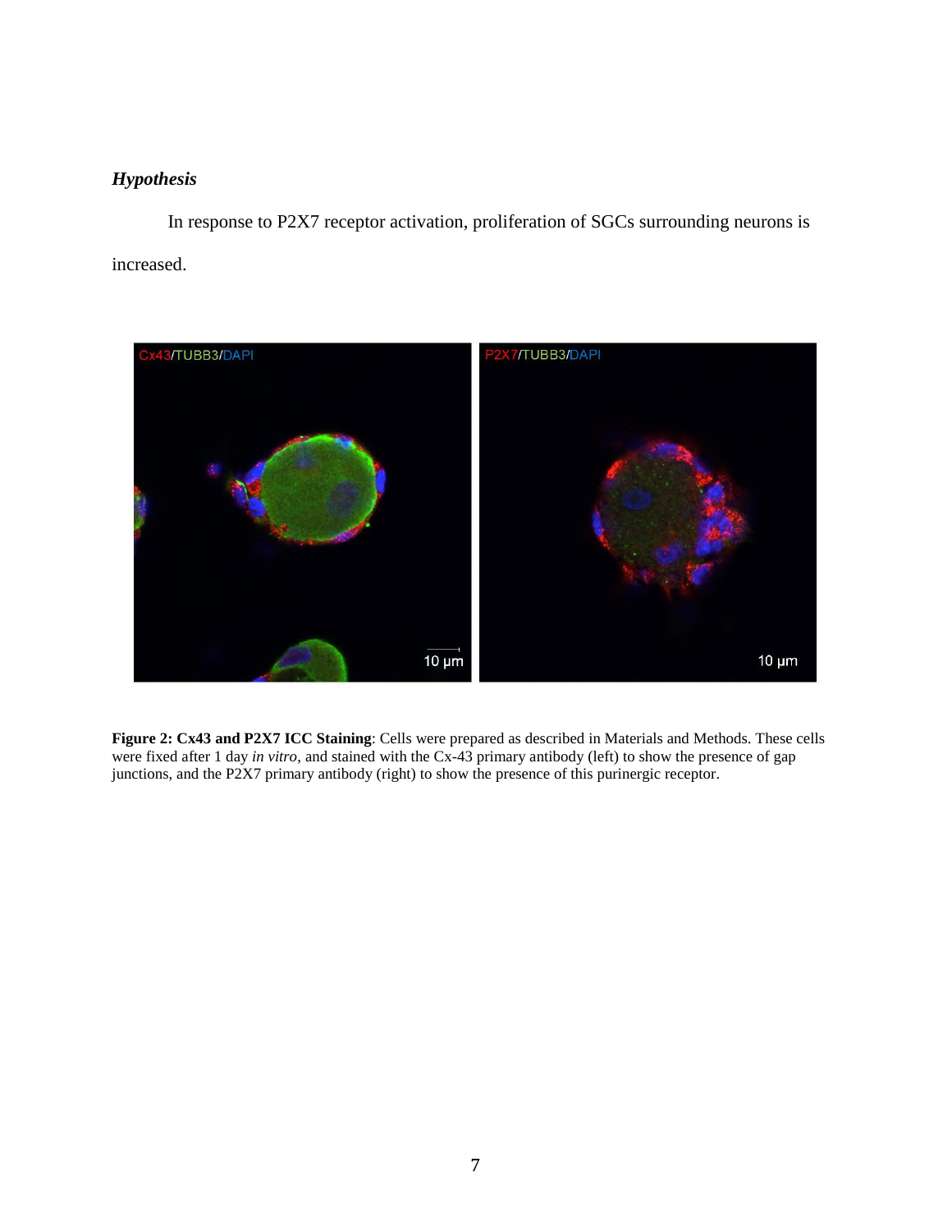### *Hypothesis*

In response to P2X7 receptor activation, proliferation of SGCs surrounding neurons is increased.

**Figure 2: Cx43 and P2X7 ICC Staining**: Cells were prepared as described in Materials and Methods. These cells were fixed after 1 day *in vitro*, and stained with the Cx-43 primary antibody (left) to show the presence of gap junctions, and the P2X7 primary antibody (right) to show the presence of this purinergic receptor.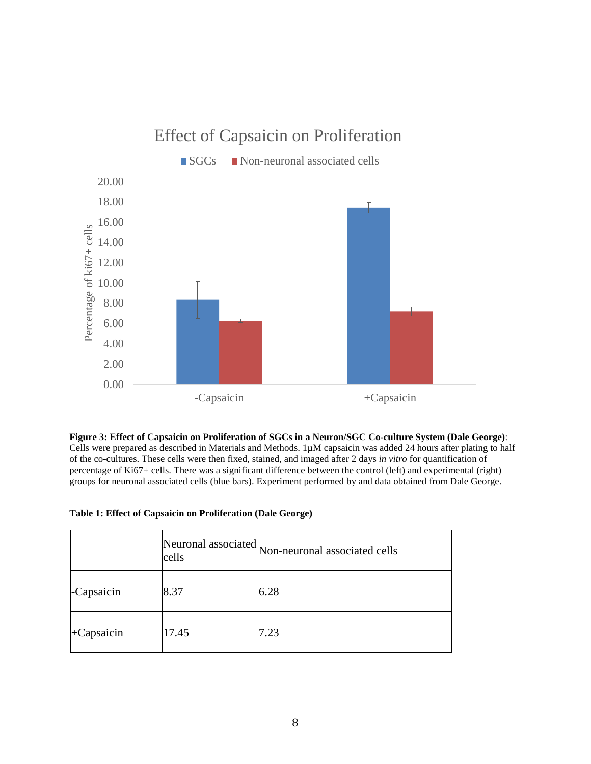Effect of Capsaicin on Proliferation

■ SGCs ■ Non-neuronal associated cells

**Figure 3: Effect of Capsaicin on Proliferation of SGCs in a Neuron/SGC Co-culture System (Dale George)**: Cells were prepared as described in Materials and Methods. 1µM capsaicin was added 24 hours after plating to half of the co-cultures. These cells were then fixed, stained, and imaged after 2 days *in vitro* for quantification of percentage of Ki67+ cells. There was a significant difference between the control (left) and experimental (right) groups for neuronal associated cells (blue bars). Experiment performed by and data obtained from Dale George.

**Table 1: Effect of Capsaicin on Proliferation (Dale George)**

| | Neuronal associated cells | Non-neuronal associated cells |
|---|---|---|
| -Capsaicin | 8.37 | 6.28 |
| +Capsaicin | 17.45 | 7.23 |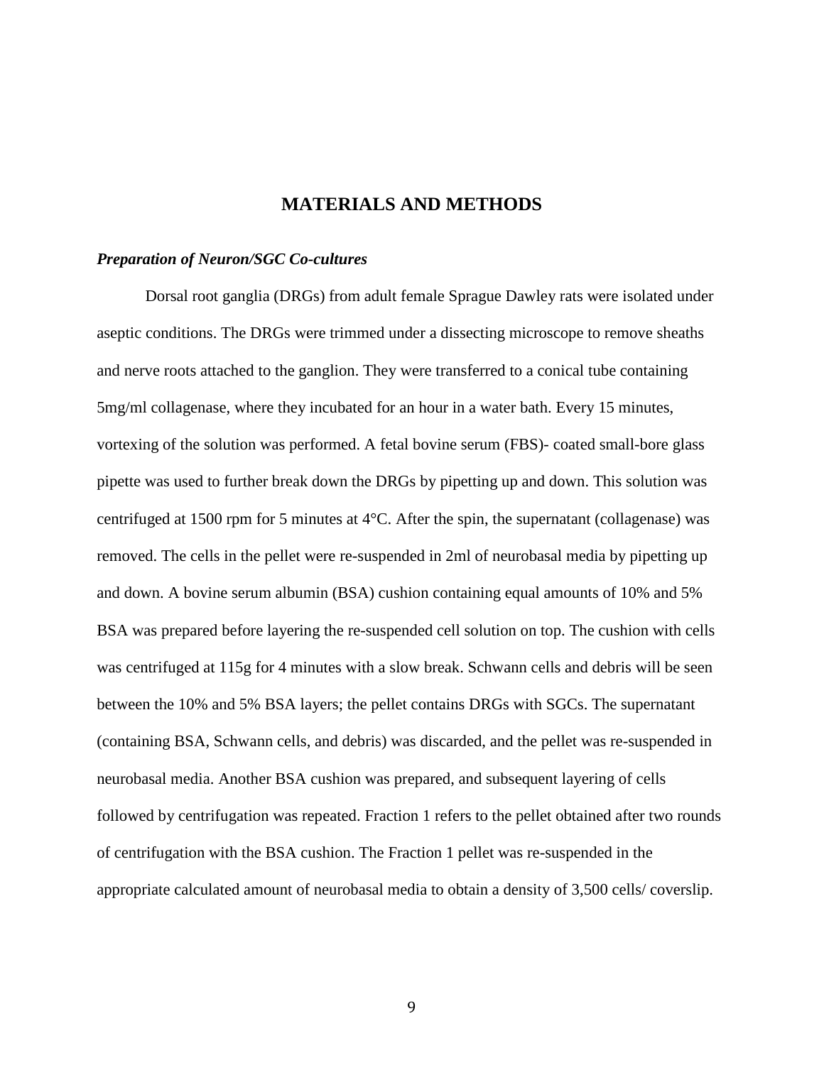# MATERIALS AND METHODS

### *Preparation of Neuron/SGC Co-cultures*

Dorsal root ganglia (DRGs) from adult female Sprague Dawley rats were isolated under aseptic conditions. The DRGs were trimmed under a dissecting microscope to remove sheaths and nerve roots attached to the ganglion. They were transferred to a conical tube containing 5mg/ml collagenase, where they incubated for an hour in a water bath. Every 15 minutes, vortexing of the solution was performed. A fetal bovine serum (FBS)- coated small-bore glass pipette was used to further break down the DRGs by pipetting up and down. This solution was centrifuged at 1500 rpm for 5 minutes at 4°C. After the spin, the supernatant (collagenase) was removed. The cells in the pellet were re-suspended in 2ml of neurobasal media by pipetting up and down. A bovine serum albumin (BSA) cushion containing equal amounts of 10% and 5% BSA was prepared before layering the re-suspended cell solution on top. The cushion with cells was centrifuged at 115g for 4 minutes with a slow break. Schwann cells and debris will be seen between the 10% and 5% BSA layers; the pellet contains DRGs with SGCs. The supernatant (containing BSA, Schwann cells, and debris) was discarded, and the pellet was re-suspended in neurobasal media. Another BSA cushion was prepared, and subsequent layering of cells followed by centrifugation was repeated. Fraction 1 refers to the pellet obtained after two rounds of centrifugation with the BSA cushion. The Fraction 1 pellet was re-suspended in the appropriate calculated amount of neurobasal media to obtain a density of 3,500 cells/ coverslip.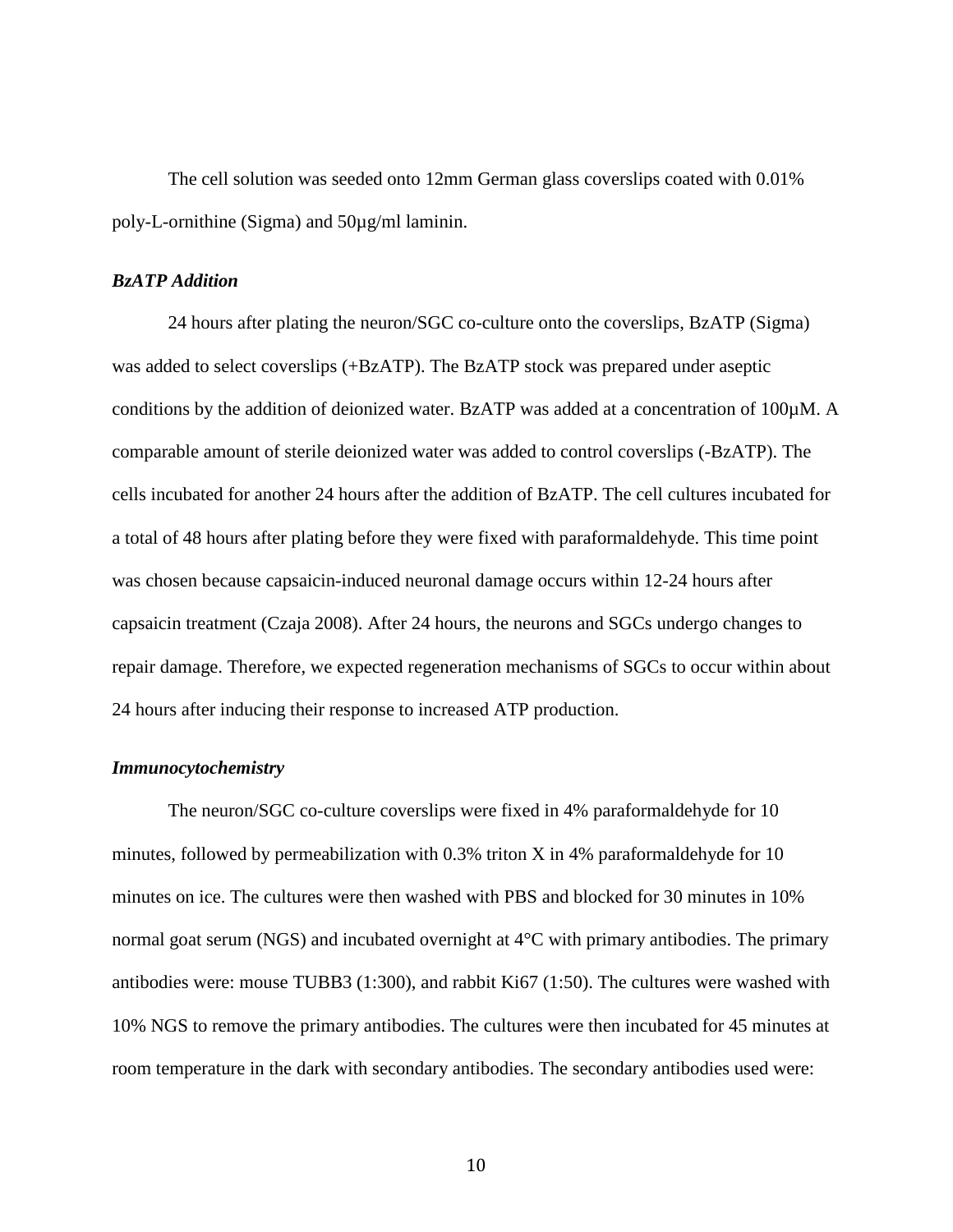The cell solution was seeded onto 12mm German glass coverslips coated with 0.01% poly-L-ornithine (Sigma) and 50µg/ml laminin.

### *BzATP Addition*

24 hours after plating the neuron/SGC co-culture onto the coverslips, BzATP (Sigma) was added to select coverslips (+BzATP). The BzATP stock was prepared under aseptic conditions by the addition of deionized water. BzATP was added at a concentration of 100µM. A comparable amount of sterile deionized water was added to control coverslips (-BzATP). The cells incubated for another 24 hours after the addition of BzATP. The cell cultures incubated for a total of 48 hours after plating before they were fixed with paraformaldehyde. This time point was chosen because capsaicin-induced neuronal damage occurs within 12-24 hours after capsaicin treatment (Czaja 2008). After 24 hours, the neurons and SGCs undergo changes to repair damage. Therefore, we expected regeneration mechanisms of SGCs to occur within about 24 hours after inducing their response to increased ATP production.

### *Immunocytochemistry*

The neuron/SGC co-culture coverslips were fixed in 4% paraformaldehyde for 10 minutes, followed by permeabilization with 0.3% triton X in 4% paraformaldehyde for 10 minutes on ice. The cultures were then washed with PBS and blocked for 30 minutes in 10% normal goat serum (NGS) and incubated overnight at 4°C with primary antibodies. The primary antibodies were: mouse TUBB3 (1:300), and rabbit Ki67 (1:50). The cultures were washed with 10% NGS to remove the primary antibodies. The cultures were then incubated for 45 minutes at room temperature in the dark with secondary antibodies. The secondary antibodies used were: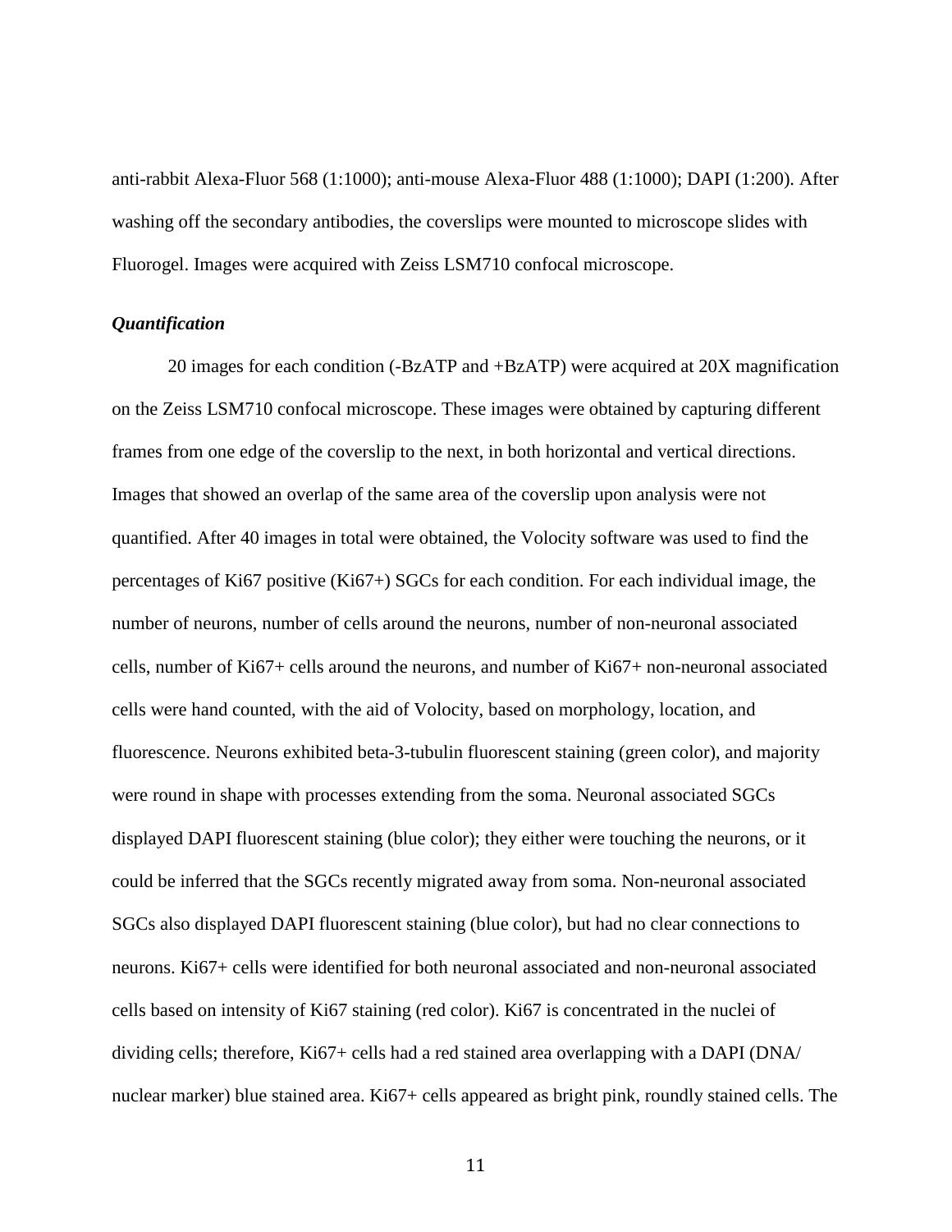anti-rabbit Alexa-Fluor 568 (1:1000); anti-mouse Alexa-Fluor 488 (1:1000); DAPI (1:200). After washing off the secondary antibodies, the coverslips were mounted to microscope slides with Fluorogel. Images were acquired with Zeiss LSM710 confocal microscope.

***Quantification***

20 images for each condition (-BzATP and +BzATP) were acquired at 20X magnification on the Zeiss LSM710 confocal microscope. These images were obtained by capturing different frames from one edge of the coverslip to the next, in both horizontal and vertical directions. Images that showed an overlap of the same area of the coverslip upon analysis were not quantified. After 40 images in total were obtained, the Volocity software was used to find the percentages of Ki67 positive (Ki67+) SGCs for each condition. For each individual image, the number of neurons, number of cells around the neurons, number of non-neuronal associated cells, number of Ki67+ cells around the neurons, and number of Ki67+ non-neuronal associated cells were hand counted, with the aid of Volocity, based on morphology, location, and fluorescence. Neurons exhibited beta-3-tubulin fluorescent staining (green color), and majority were round in shape with processes extending from the soma. Neuronal associated SGCs displayed DAPI fluorescent staining (blue color); they either were touching the neurons, or it could be inferred that the SGCs recently migrated away from soma. Non-neuronal associated SGCs also displayed DAPI fluorescent staining (blue color), but had no clear connections to neurons. Ki67+ cells were identified for both neuronal associated and non-neuronal associated cells based on intensity of Ki67 staining (red color). Ki67 is concentrated in the nuclei of dividing cells; therefore, Ki67+ cells had a red stained area overlapping with a DAPI (DNA/ nuclear marker) blue stained area. Ki67+ cells appeared as bright pink, roundly stained cells. The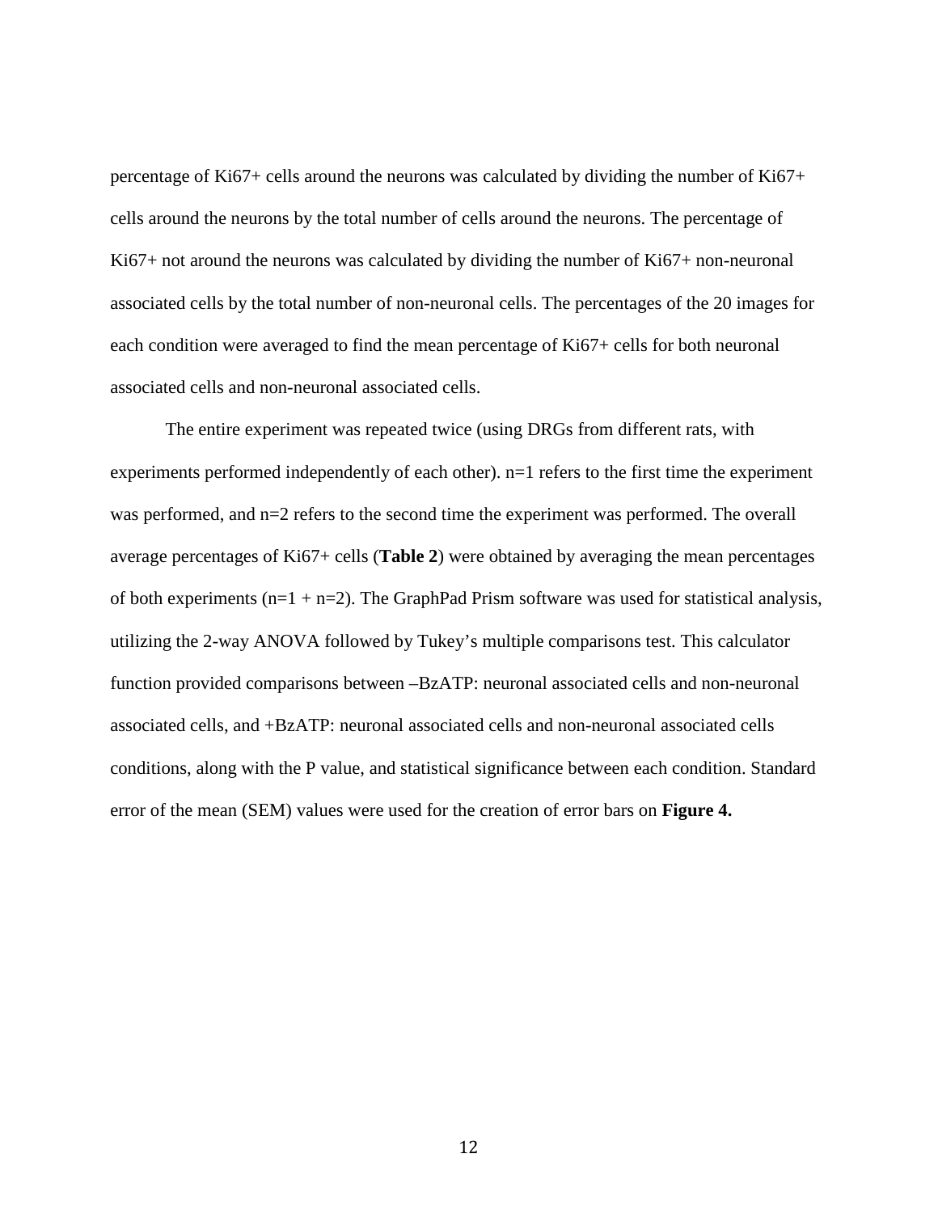percentage of Ki67+ cells around the neurons was calculated by dividing the number of Ki67+ cells around the neurons by the total number of cells around the neurons. The percentage of Ki67+ not around the neurons was calculated by dividing the number of Ki67+ non-neuronal associated cells by the total number of non-neuronal cells. The percentages of the 20 images for each condition were averaged to find the mean percentage of Ki67+ cells for both neuronal associated cells and non-neuronal associated cells.

The entire experiment was repeated twice (using DRGs from different rats, with experiments performed independently of each other). n=1 refers to the first time the experiment was performed, and n=2 refers to the second time the experiment was performed. The overall average percentages of Ki67+ cells (**Table 2**) were obtained by averaging the mean percentages of both experiments (n=1 + n=2). The GraphPad Prism software was used for statistical analysis, utilizing the 2-way ANOVA followed by Tukey's multiple comparisons test. This calculator function provided comparisons between –BzATP: neuronal associated cells and non-neuronal associated cells, and +BzATP: neuronal associated cells and non-neuronal associated cells conditions, along with the P value, and statistical significance between each condition. Standard error of the mean (SEM) values were used for the creation of error bars on **Figure 4.**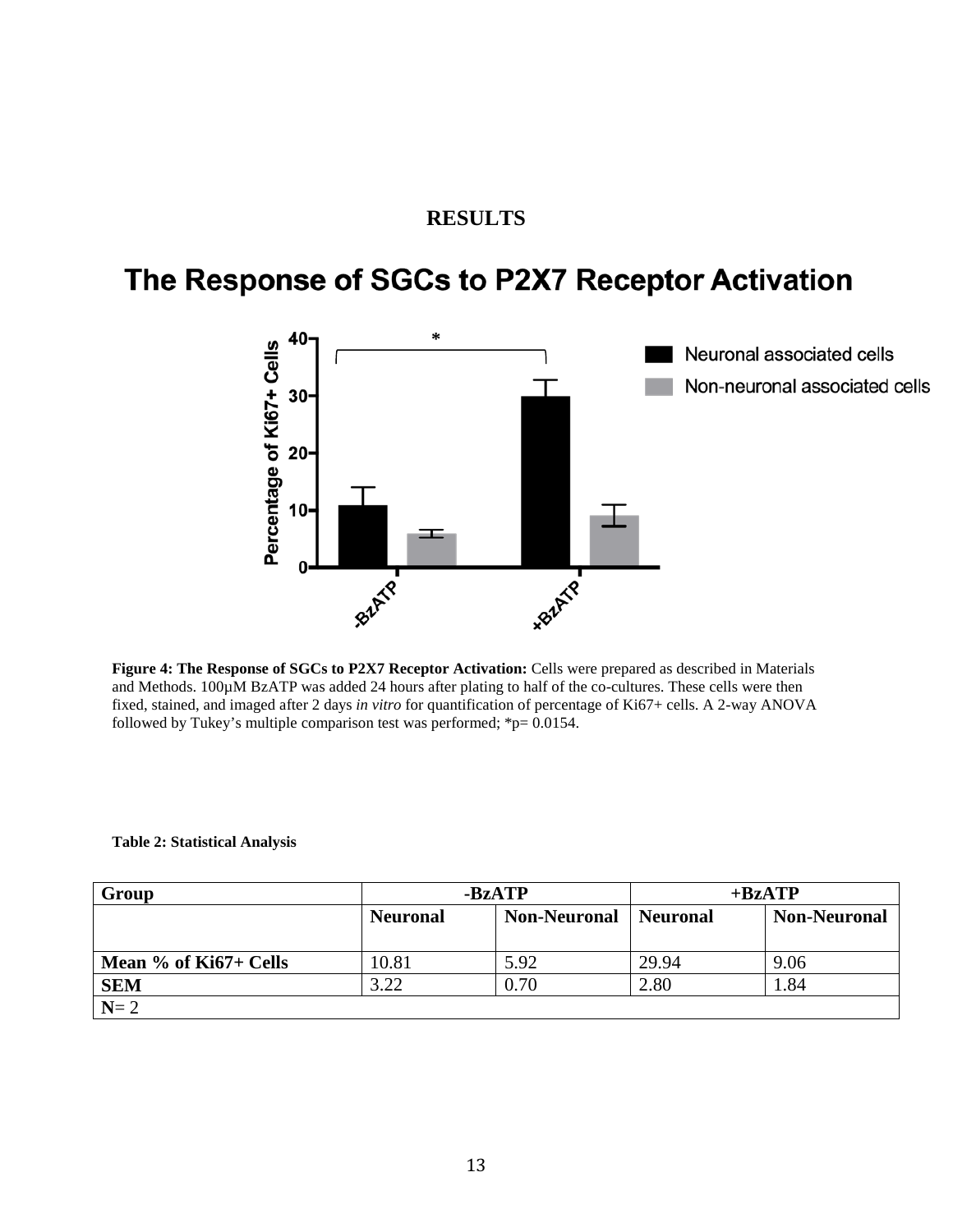# RESULTS

## The Response of SGCs to P2X7 Receptor Activation

**Figure 4: The Response of SGCs to P2X7 Receptor Activation:** Cells were prepared as described in Materials and Methods. 100µM BzATP was added 24 hours after plating to half of the co-cultures. These cells were then fixed, stained, and imaged after 2 days *in vitro* for quantification of percentage of Ki67+ cells. A 2-way ANOVA followed by Tukey's multiple comparison test was performed; *p= 0.0154.

**Table 2: Statistical Analysis**

| Group | -BzATP | | +BzATP | |
|---|---|---|---|---|
| | **Neuronal** | **Non-Neuronal** | **Neuronal** | **Non-Neuronal** |
| **Mean % of Ki67+ Cells** | 10.81 | 5.92 | 29.94 | 9.06 |
| **SEM** | 3.22 | 0.70 | 2.80 | 1.84 |
| **N**= 2 | | | | |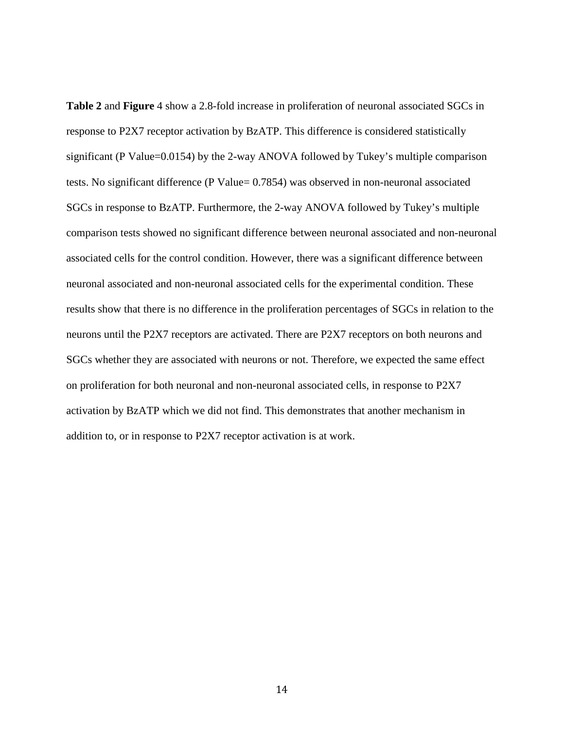**Table 2** and **Figure** 4 show a 2.8-fold increase in proliferation of neuronal associated SGCs in response to P2X7 receptor activation by BzATP. This difference is considered statistically significant (P Value=0.0154) by the 2-way ANOVA followed by Tukey's multiple comparison tests. No significant difference (P Value= 0.7854) was observed in non-neuronal associated SGCs in response to BzATP. Furthermore, the 2-way ANOVA followed by Tukey's multiple comparison tests showed no significant difference between neuronal associated and non-neuronal associated cells for the control condition. However, there was a significant difference between neuronal associated and non-neuronal associated cells for the experimental condition. These results show that there is no difference in the proliferation percentages of SGCs in relation to the neurons until the P2X7 receptors are activated. There are P2X7 receptors on both neurons and SGCs whether they are associated with neurons or not. Therefore, we expected the same effect on proliferation for both neuronal and non-neuronal associated cells, in response to P2X7 activation by BzATP which we did not find. This demonstrates that another mechanism in addition to, or in response to P2X7 receptor activation is at work.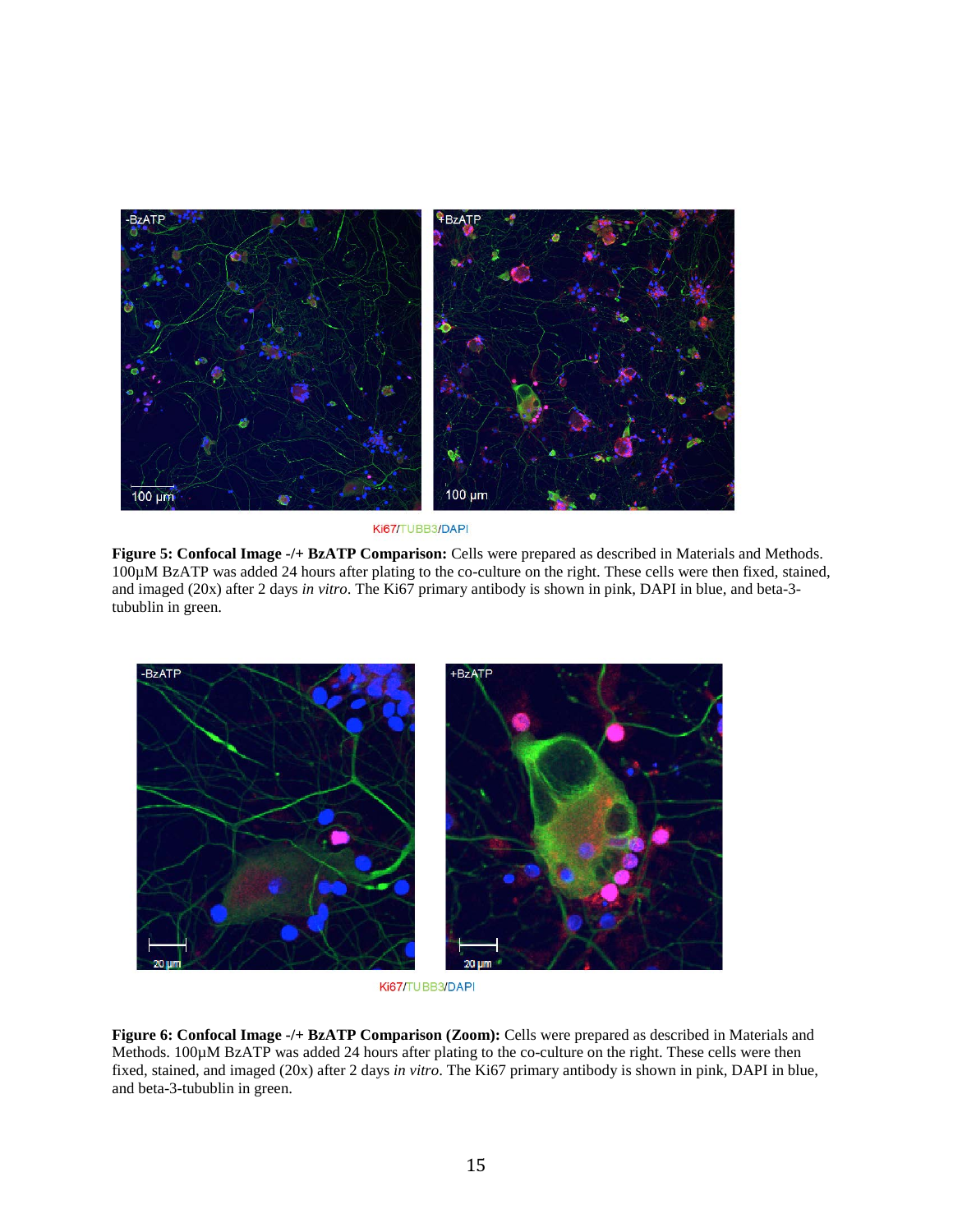**Figure 5: Confocal Image -/+ BzATP Comparison:** Cells were prepared as described in Materials and Methods. 100µM BzATP was added 24 hours after plating to the co-culture on the right. These cells were then fixed, stained, and imaged (20x) after 2 days *in vitro*. The Ki67 primary antibody is shown in pink, DAPI in blue, and beta-3-tubublin in green.

**Figure 6: Confocal Image -/+ BzATP Comparison (Zoom):** Cells were prepared as described in Materials and Methods. 100µM BzATP was added 24 hours after plating to the co-culture on the right. These cells were then fixed, stained, and imaged (20x) after 2 days *in vitro*. The Ki67 primary antibody is shown in pink, DAPI in blue, and beta-3-tubublin in green.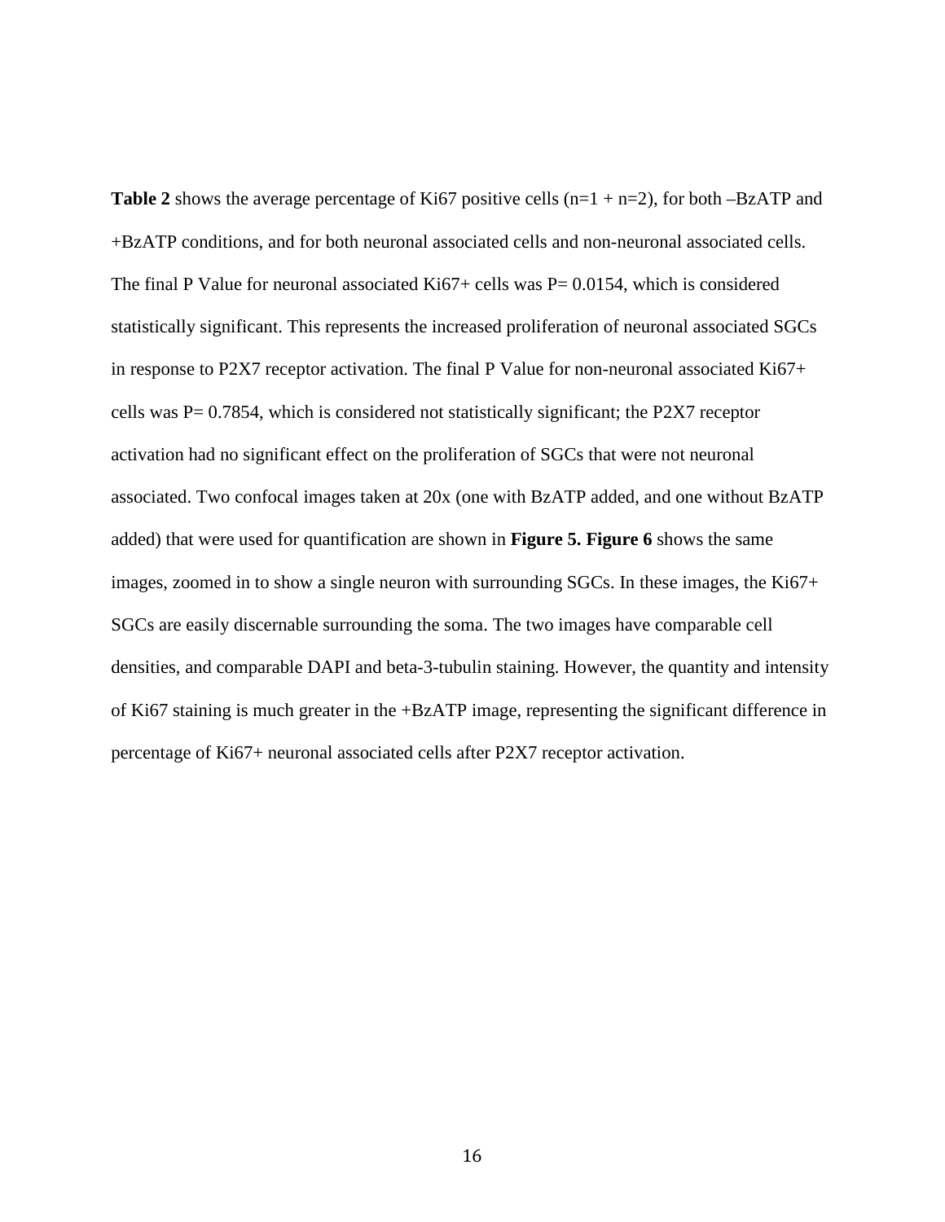**Table 2** shows the average percentage of Ki67 positive cells (n=1 + n=2), for both –BzATP and +BzATP conditions, and for both neuronal associated cells and non-neuronal associated cells. The final P Value for neuronal associated Ki67+ cells was P= 0.0154, which is considered statistically significant. This represents the increased proliferation of neuronal associated SGCs in response to P2X7 receptor activation. The final P Value for non-neuronal associated Ki67+ cells was P= 0.7854, which is considered not statistically significant; the P2X7 receptor activation had no significant effect on the proliferation of SGCs that were not neuronal associated. Two confocal images taken at 20x (one with BzATP added, and one without BzATP added) that were used for quantification are shown in **Figure 5. Figure 6** shows the same images, zoomed in to show a single neuron with surrounding SGCs. In these images, the Ki67+ SGCs are easily discernable surrounding the soma. The two images have comparable cell densities, and comparable DAPI and beta-3-tubulin staining. However, the quantity and intensity of Ki67 staining is much greater in the +BzATP image, representing the significant difference in percentage of Ki67+ neuronal associated cells after P2X7 receptor activation.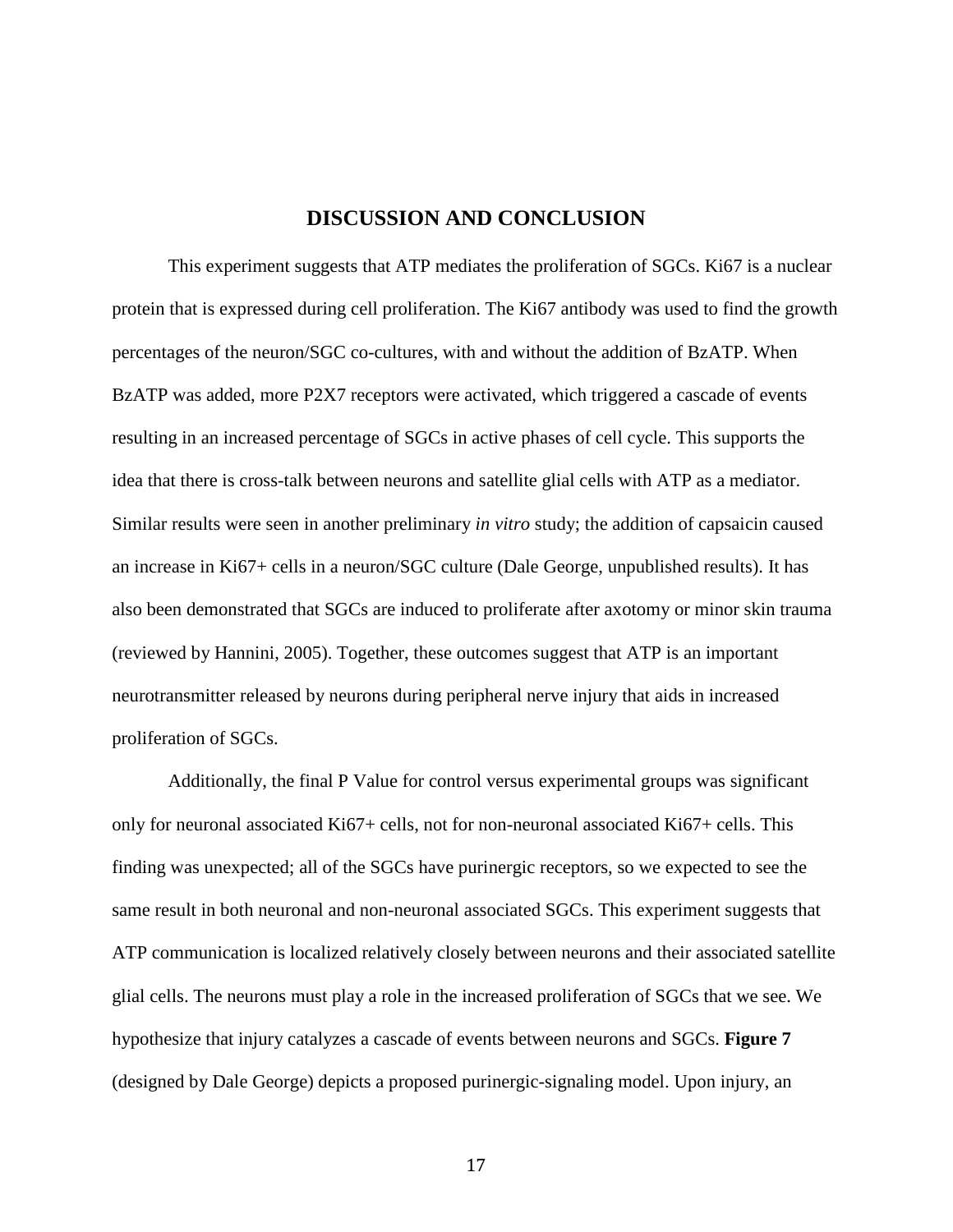# DISCUSSION AND CONCLUSION

This experiment suggests that ATP mediates the proliferation of SGCs. Ki67 is a nuclear protein that is expressed during cell proliferation. The Ki67 antibody was used to find the growth percentages of the neuron/SGC co-cultures, with and without the addition of BzATP. When BzATP was added, more P2X7 receptors were activated, which triggered a cascade of events resulting in an increased percentage of SGCs in active phases of cell cycle. This supports the idea that there is cross-talk between neurons and satellite glial cells with ATP as a mediator. Similar results were seen in another preliminary *in vitro* study; the addition of capsaicin caused an increase in Ki67+ cells in a neuron/SGC culture (Dale George, unpublished results). It has also been demonstrated that SGCs are induced to proliferate after axotomy or minor skin trauma (reviewed by Hannini, 2005). Together, these outcomes suggest that ATP is an important neurotransmitter released by neurons during peripheral nerve injury that aids in increased proliferation of SGCs.

Additionally, the final P Value for control versus experimental groups was significant only for neuronal associated Ki67+ cells, not for non-neuronal associated Ki67+ cells. This finding was unexpected; all of the SGCs have purinergic receptors, so we expected to see the same result in both neuronal and non-neuronal associated SGCs. This experiment suggests that ATP communication is localized relatively closely between neurons and their associated satellite glial cells. The neurons must play a role in the increased proliferation of SGCs that we see. We hypothesize that injury catalyzes a cascade of events between neurons and SGCs. **Figure 7** (designed by Dale George) depicts a proposed purinergic-signaling model. Upon injury, an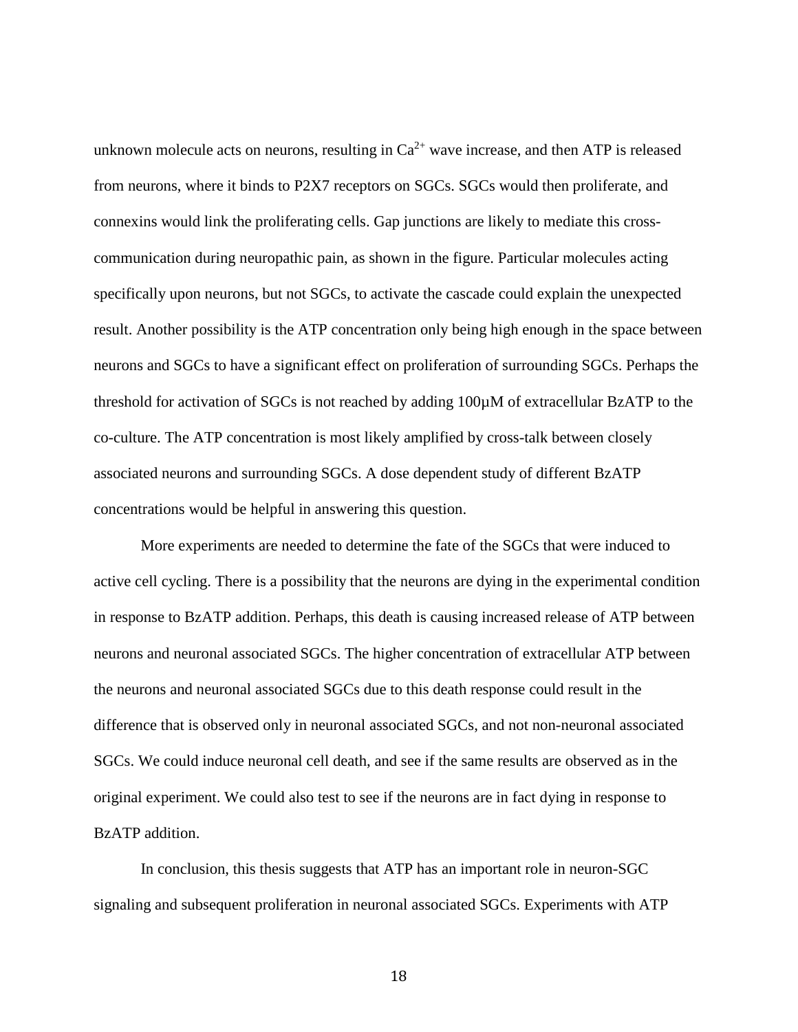unknown molecule acts on neurons, resulting in $Ca^{2+}$ wave increase, and then ATP is released from neurons, where it binds to P2X7 receptors on SGCs. SGCs would then proliferate, and connexins would link the proliferating cells. Gap junctions are likely to mediate this cross-communication during neuropathic pain, as shown in the figure. Particular molecules acting specifically upon neurons, but not SGCs, to activate the cascade could explain the unexpected result. Another possibility is the ATP concentration only being high enough in the space between neurons and SGCs to have a significant effect on proliferation of surrounding SGCs. Perhaps the threshold for activation of SGCs is not reached by adding 100µM of extracellular BzATP to the co-culture. The ATP concentration is most likely amplified by cross-talk between closely associated neurons and surrounding SGCs. A dose dependent study of different BzATP concentrations would be helpful in answering this question.

More experiments are needed to determine the fate of the SGCs that were induced to active cell cycling. There is a possibility that the neurons are dying in the experimental condition in response to BzATP addition. Perhaps, this death is causing increased release of ATP between neurons and neuronal associated SGCs. The higher concentration of extracellular ATP between the neurons and neuronal associated SGCs due to this death response could result in the difference that is observed only in neuronal associated SGCs, and not non-neuronal associated SGCs. We could induce neuronal cell death, and see if the same results are observed as in the original experiment. We could also test to see if the neurons are in fact dying in response to BzATP addition.

In conclusion, this thesis suggests that ATP has an important role in neuron-SGC signaling and subsequent proliferation in neuronal associated SGCs. Experiments with ATP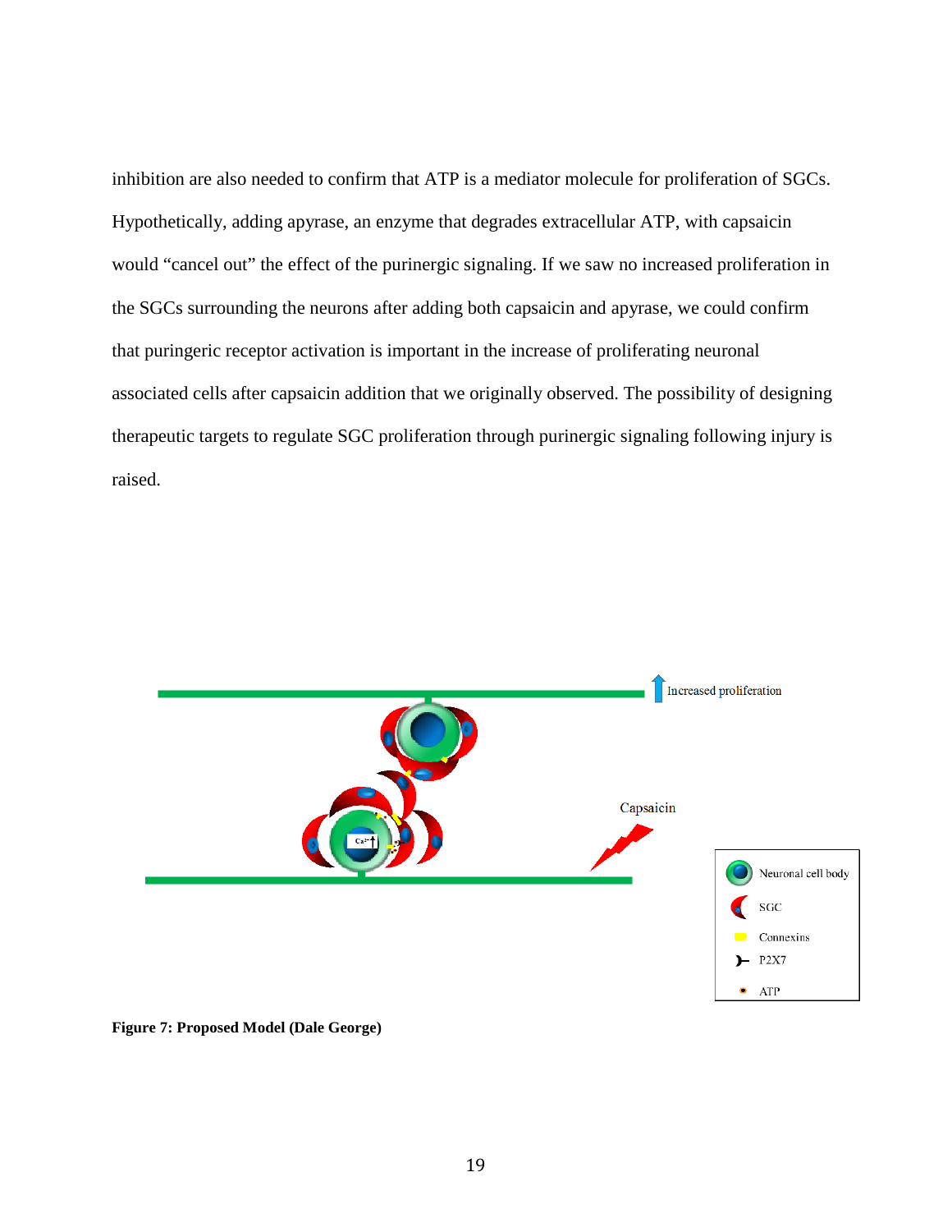inhibition are also needed to confirm that ATP is a mediator molecule for proliferation of SGCs. Hypothetically, adding apyrase, an enzyme that degrades extracellular ATP, with capsaicin would "cancel out" the effect of the purinergic signaling. If we saw no increased proliferation in the SGCs surrounding the neurons after adding both capsaicin and apyrase, we could confirm that puringeric receptor activation is important in the increase of proliferating neuronal associated cells after capsaicin addition that we originally observed. The possibility of designing therapeutic targets to regulate SGC proliferation through purinergic signaling following injury is raised.

**Figure 7: Proposed Model (Dale George)**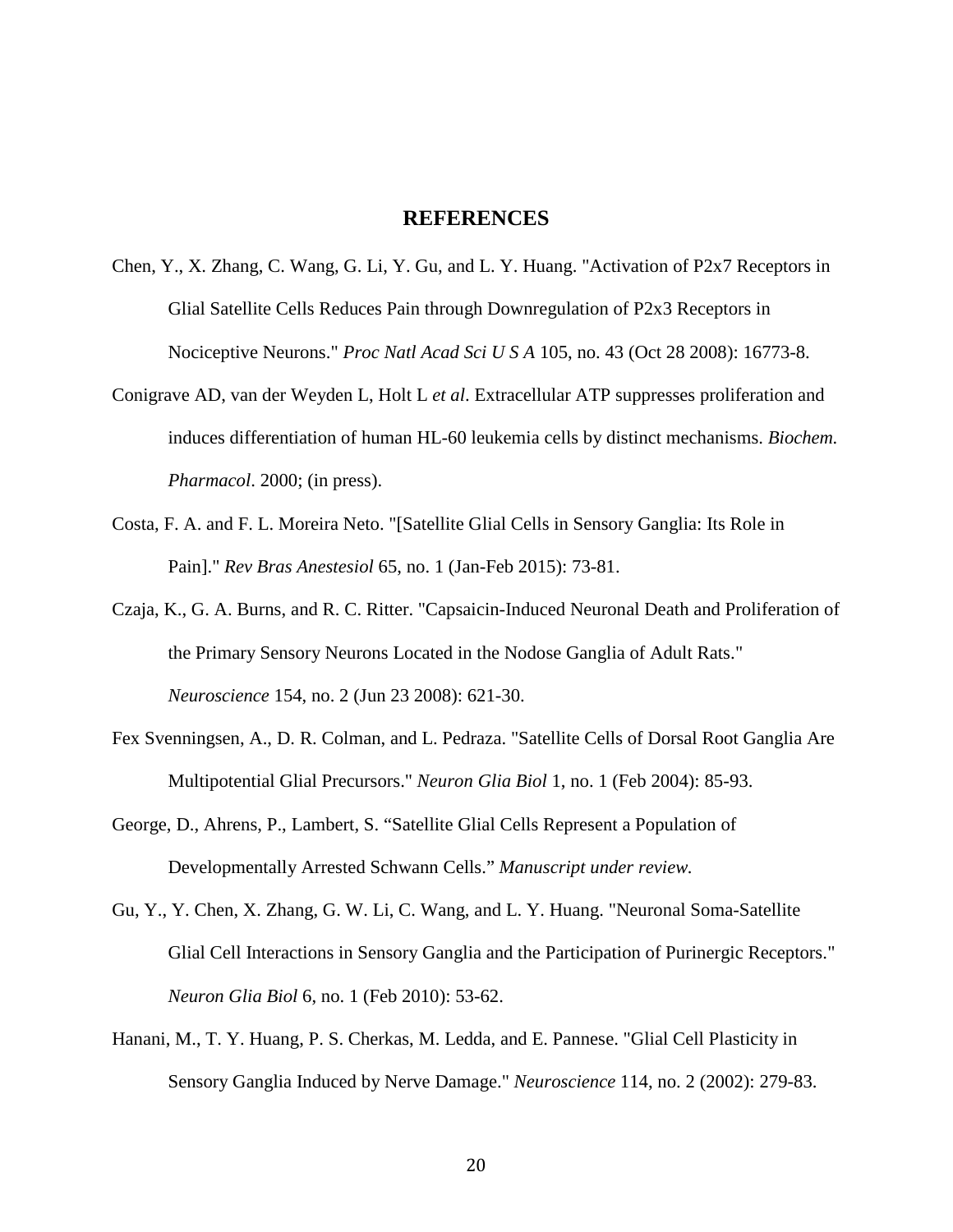# REFERENCES

Chen, Y., X. Zhang, C. Wang, G. Li, Y. Gu, and L. Y. Huang. "Activation of P2x7 Receptors in Glial Satellite Cells Reduces Pain through Downregulation of P2x3 Receptors in Nociceptive Neurons." *Proc Natl Acad Sci U S A* 105, no. 43 (Oct 28 2008): 16773-8.

Conigrave AD, van der Weyden L, Holt L *et al*. Extracellular ATP suppresses proliferation and induces differentiation of human HL-60 leukemia cells by distinct mechanisms. *Biochem. Pharmacol*. 2000; (in press).

Costa, F. A. and F. L. Moreira Neto. "[Satellite Glial Cells in Sensory Ganglia: Its Role in Pain]." *Rev Bras Anestesiol* 65, no. 1 (Jan-Feb 2015): 73-81.

Czaja, K., G. A. Burns, and R. C. Ritter. "Capsaicin-Induced Neuronal Death and Proliferation of the Primary Sensory Neurons Located in the Nodose Ganglia of Adult Rats." *Neuroscience* 154, no. 2 (Jun 23 2008): 621-30.

Fex Svenningsen, A., D. R. Colman, and L. Pedraza. "Satellite Cells of Dorsal Root Ganglia Are Multipotential Glial Precursors." *Neuron Glia Biol* 1, no. 1 (Feb 2004): 85-93.

George, D., Ahrens, P., Lambert, S. "Satellite Glial Cells Represent a Population of Developmentally Arrested Schwann Cells." *Manuscript under review.*

Gu, Y., Y. Chen, X. Zhang, G. W. Li, C. Wang, and L. Y. Huang. "Neuronal Soma-Satellite Glial Cell Interactions in Sensory Ganglia and the Participation of Purinergic Receptors." *Neuron Glia Biol* 6, no. 1 (Feb 2010): 53-62.

Hanani, M., T. Y. Huang, P. S. Cherkas, M. Ledda, and E. Pannese. "Glial Cell Plasticity in Sensory Ganglia Induced by Nerve Damage." *Neuroscience* 114, no. 2 (2002): 279-83.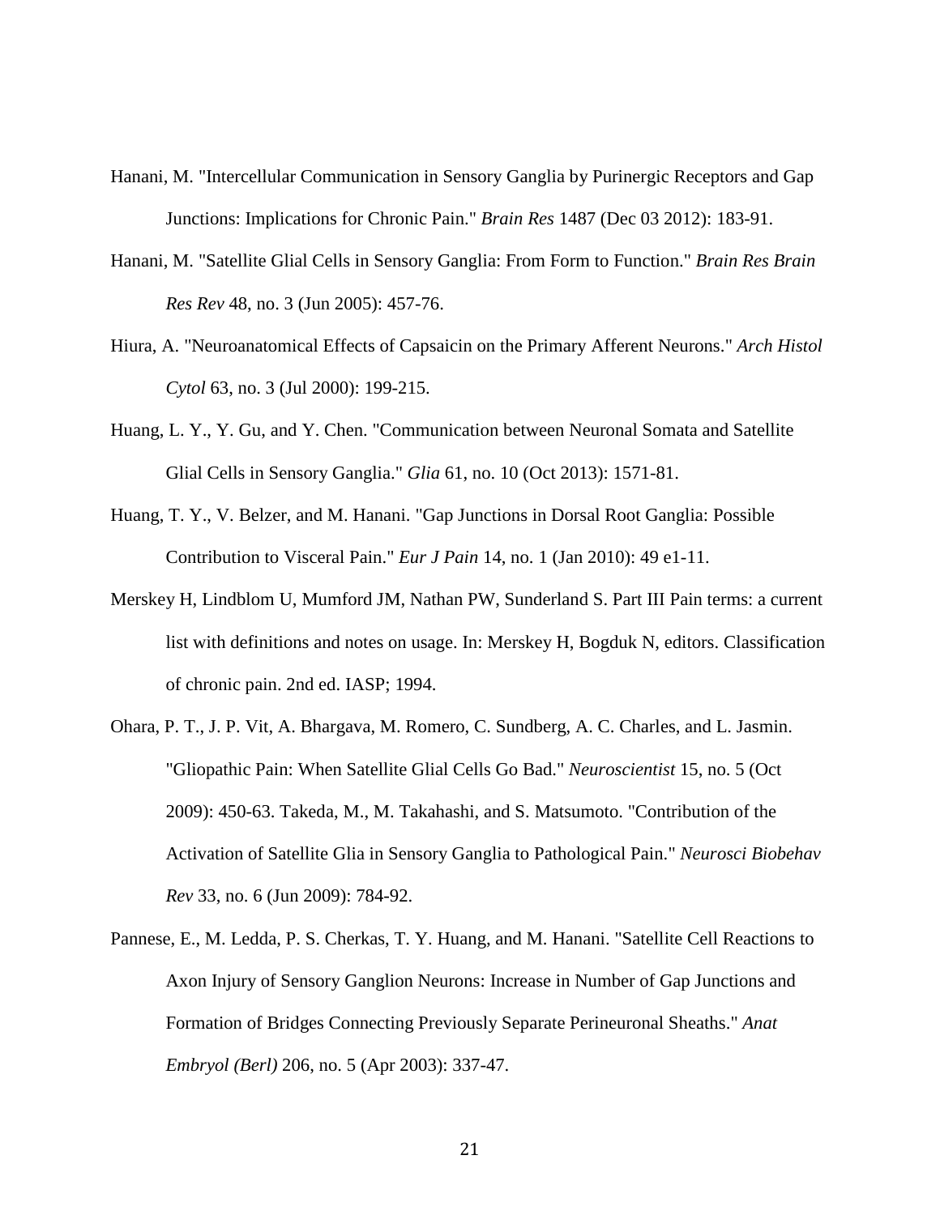Hanani, M. "Intercellular Communication in Sensory Ganglia by Purinergic Receptors and Gap Junctions: Implications for Chronic Pain." *Brain Res* 1487 (Dec 03 2012): 183-91.

Hanani, M. "Satellite Glial Cells in Sensory Ganglia: From Form to Function." *Brain Res Brain Res Rev* 48, no. 3 (Jun 2005): 457-76.

Hiura, A. "Neuroanatomical Effects of Capsaicin on the Primary Afferent Neurons." *Arch Histol Cytol* 63, no. 3 (Jul 2000): 199-215.

Huang, L. Y., Y. Gu, and Y. Chen. "Communication between Neuronal Somata and Satellite Glial Cells in Sensory Ganglia." *Glia* 61, no. 10 (Oct 2013): 1571-81.

Huang, T. Y., V. Belzer, and M. Hanani. "Gap Junctions in Dorsal Root Ganglia: Possible Contribution to Visceral Pain." *Eur J Pain* 14, no. 1 (Jan 2010): 49 e1-11.

Merskey H, Lindblom U, Mumford JM, Nathan PW, Sunderland S. Part III Pain terms: a current list with definitions and notes on usage. In: Merskey H, Bogduk N, editors. Classification of chronic pain. 2nd ed. IASP; 1994.

Ohara, P. T., J. P. Vit, A. Bhargava, M. Romero, C. Sundberg, A. C. Charles, and L. Jasmin. "Gliopathic Pain: When Satellite Glial Cells Go Bad." *Neuroscientist* 15, no. 5 (Oct 2009): 450-63. Takeda, M., M. Takahashi, and S. Matsumoto. "Contribution of the Activation of Satellite Glia in Sensory Ganglia to Pathological Pain." *Neurosci Biobehav Rev* 33, no. 6 (Jun 2009): 784-92.

Pannese, E., M. Ledda, P. S. Cherkas, T. Y. Huang, and M. Hanani. "Satellite Cell Reactions to Axon Injury of Sensory Ganglion Neurons: Increase in Number of Gap Junctions and Formation of Bridges Connecting Previously Separate Perineuronal Sheaths." *Anat Embryol (Berl)* 206, no. 5 (Apr 2003): 337-47.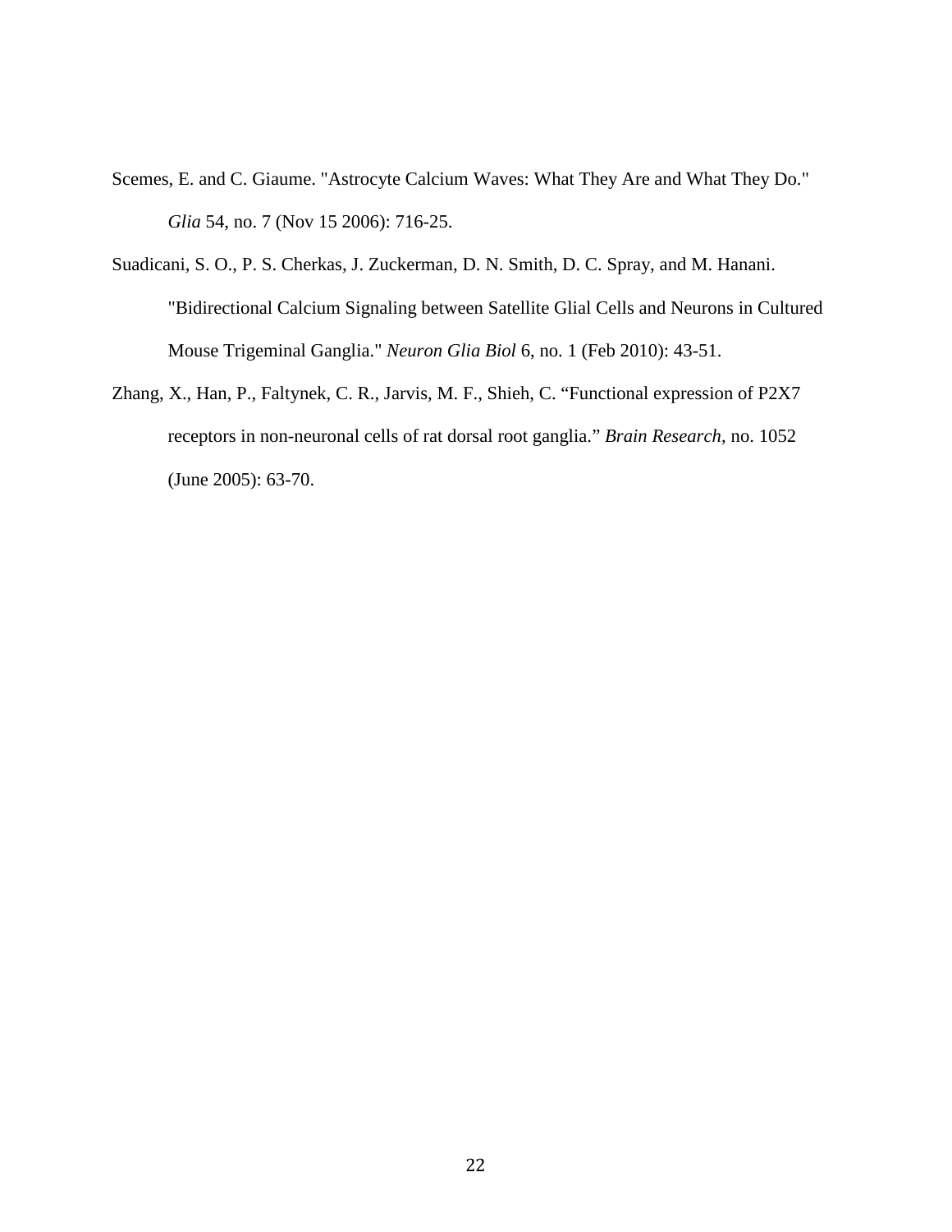Scemes, E. and C. Giaume. "Astrocyte Calcium Waves: What They Are and What They Do." *Glia* 54, no. 7 (Nov 15 2006): 716-25.

Suadicani, S. O., P. S. Cherkas, J. Zuckerman, D. N. Smith, D. C. Spray, and M. Hanani. "Bidirectional Calcium Signaling between Satellite Glial Cells and Neurons in Cultured Mouse Trigeminal Ganglia." *Neuron Glia Biol* 6, no. 1 (Feb 2010): 43-51.

Zhang, X., Han, P., Faltynek, C. R., Jarvis, M. F., Shieh, C. "Functional expression of P2X7 receptors in non-neuronal cells of rat dorsal root ganglia." *Brain Research*, no. 1052 (June 2005): 63-70.